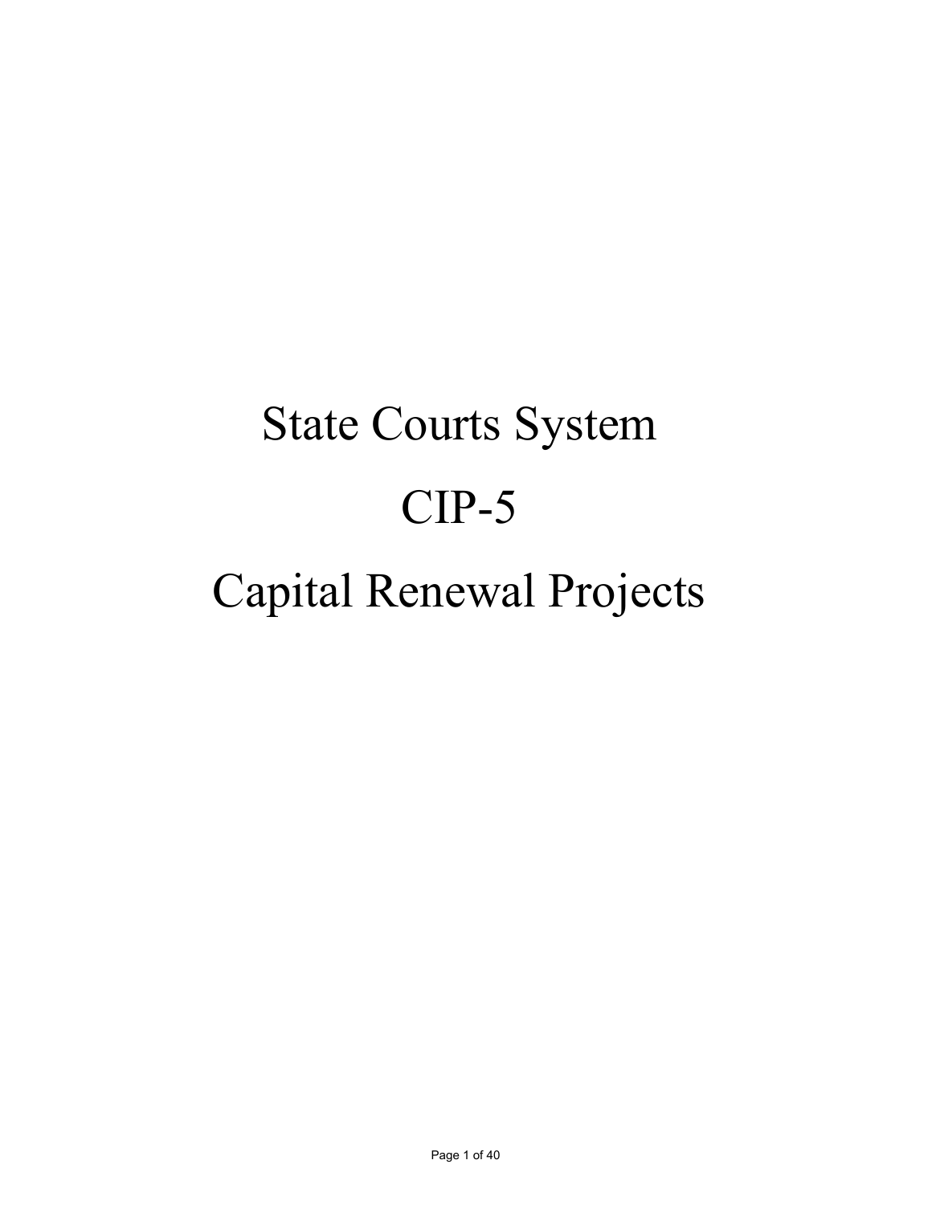# State Courts System

# CIP-5

# Capital Renewal Projects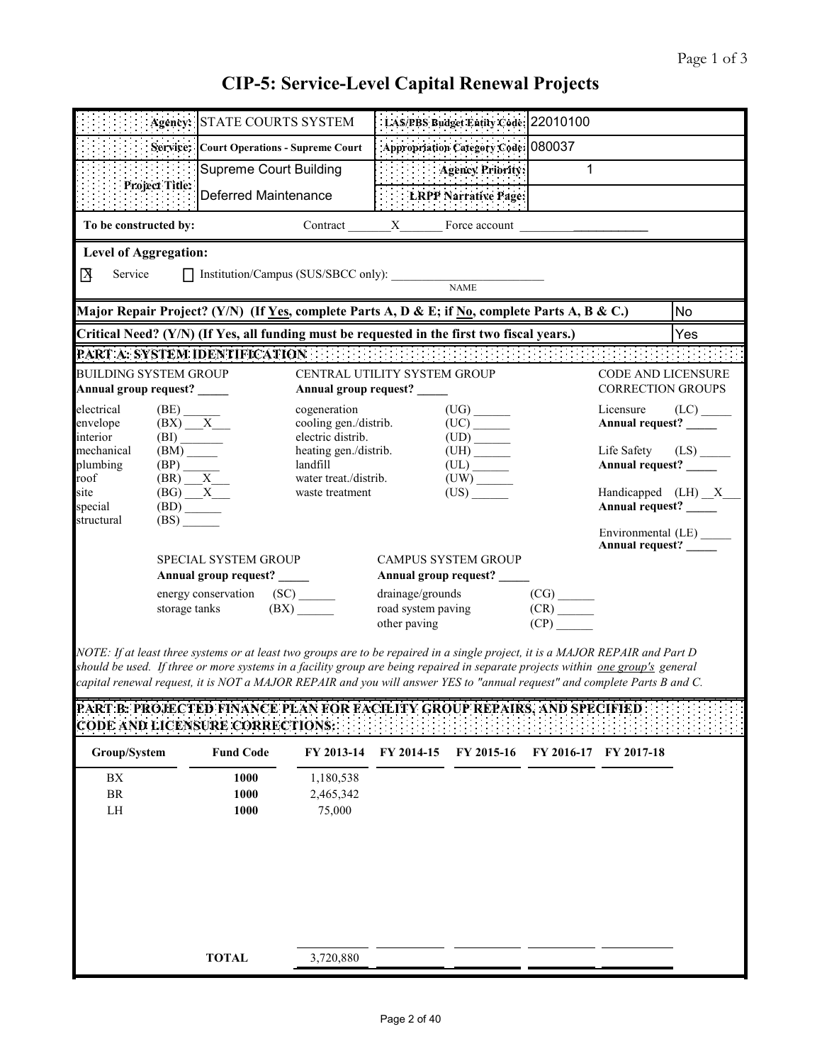# CIP-5: Service-Level Capital Renewal Projects

| | | | |
|---|---|---|---|
| **Agency:** | STATE COURTS SYSTEM | **LAS/PBS Budget Entity Code:** | 22010100 |
| **Service:** | **Court Operations - Supreme Court** | **Appropriation Category Code:** | 080037 |
| **Project Title:** | Supreme Court Building | **Agency Priority:** | 1 |
| | Deferred Maintenance | **LRPP Narrative Page:** | |

**To be constructed by:** Contract \_\_X\_\_ Force account \_\_\_\_\_

**Level of Aggregation:**

[X] Service [ ] Institution/Campus (SUS/SBCC only): \_\_\_\_\_ NAME

| | |
|---|---|
| **Major Repair Project? (Y/N) (If Yes, complete Parts A, D & E; if No, complete Parts A, B & C.)** | No |
| **Critical Need? (Y/N) (If Yes, all funding must be requested in the first two fiscal years.)** | Yes |

## PART A: SYSTEM IDENTIFICATION

**BUILDING SYSTEM GROUP**
**Annual group request?** \_\_\_\_\_

- electrical (BE) \_\_\_\_\_
- envelope (BX) \_\_X\_\_
- interior (BI) \_\_\_\_\_
- mechanical (BM) \_\_\_\_\_
- plumbing (BP) \_\_\_\_\_
- roof (BR) \_\_X\_\_
- site (BG) \_\_X\_\_
- special (BD) \_\_\_\_\_
- structural (BS) \_\_\_\_\_

**CENTRAL UTILITY SYSTEM GROUP**
**Annual group request?** \_\_\_\_\_

- cogeneration (UG) \_\_\_\_\_
- cooling gen./distrib. (UC) \_\_\_\_\_
- electric distrib. (UD) \_\_\_\_\_
- heating gen./distrib. (UH) \_\_\_\_\_
- landfill (UL) \_\_\_\_\_
- water treat./distrib. (UW) \_\_\_\_\_
- waste treatment (US) \_\_\_\_\_

**CODE AND LICENSURE CORRECTION GROUPS**

- Licensure (LC) \_\_\_\_\_ **Annual request?** \_\_\_\_\_
- Life Safety (LS) \_\_\_\_\_ **Annual request?** \_\_\_\_\_
- Handicapped (LH) \_\_X\_\_ **Annual request?** \_\_\_\_\_
- Environmental (LE) \_\_\_\_\_ **Annual request?** \_\_\_\_\_

**SPECIAL SYSTEM GROUP**
**Annual group request?** \_\_\_\_\_

- energy conservation (SC) \_\_\_\_\_
- storage tanks (BX) \_\_\_\_\_

**CAMPUS SYSTEM GROUP**
**Annual group request?** \_\_\_\_\_

- drainage/grounds (CG) \_\_\_\_\_
- road system paving (CR) \_\_\_\_\_
- other paving (CP) \_\_\_\_\_

*NOTE: If at least three systems or at least two groups are to be repaired in a single project, it is a MAJOR REPAIR and Part D should be used. If three or more systems in a facility group are being repaired in separate projects within one group's general capital renewal request, it is NOT a MAJOR REPAIR and you will answer YES to "annual request" and complete Parts B and C.*

## PART B: PROJECTED FINANCE PLAN FOR FACILITY GROUP REPAIRS, AND SPECIFIED CODE AND LICENSURE CORRECTIONS:

| Group/System | Fund Code | FY 2013-14 | FY 2014-15 | FY 2015-16 | FY 2016-17 | FY 2017-18 |
|---|---|---|---|---|---|---|
| BX | 1000 | 1,180,538 | | | | |
| BR | 1000 | 2,465,342 | | | | |
| LH | 1000 | 75,000 | | | | |
| | **TOTAL** | 3,720,880 | | | | |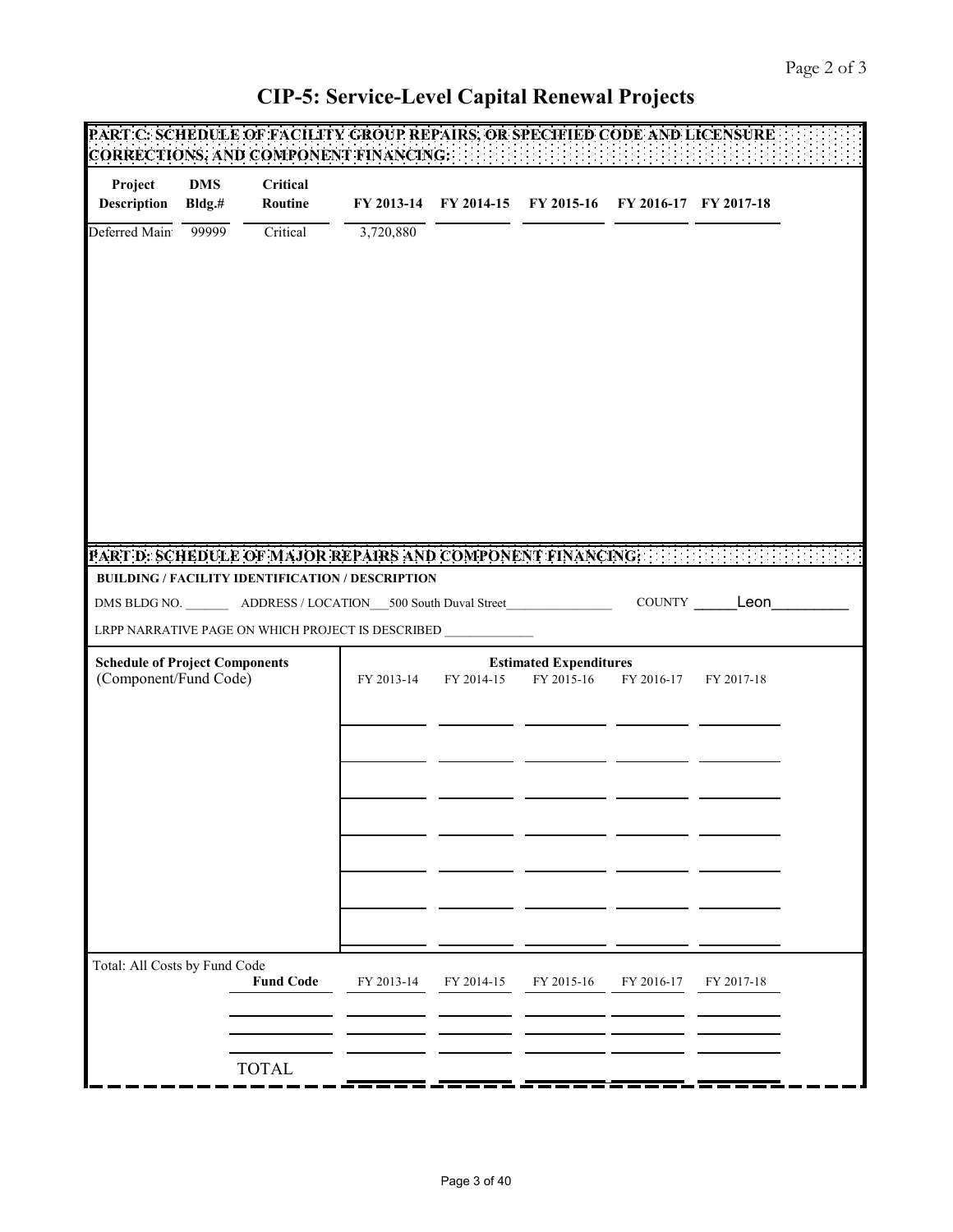Page 2 of 3

# CIP-5: Service-Level Capital Renewal Projects

## PART C: SCHEDULE OF FACILITY GROUP REPAIRS, OR SPECIFIED CODE AND LICENSURE CORRECTIONS, AND COMPONENT FINANCING:

| Project Description | DMS Bldg.# | Critical Routine | FY 2013-14 | FY 2014-15 | FY 2015-16 | FY 2016-17 | FY 2017-18 |
|---|---|---|---|---|---|---|---|
| Deferred Main | 99999 | Critical | 3,720,880 | | | | |

## PART D: SCHEDULE OF MAJOR REPAIRS AND COMPONENT FINANCING:

**BUILDING / FACILITY IDENTIFICATION / DESCRIPTION**

DMS BLDG NO. _______ ADDRESS / LOCATION___500 South Duval Street________________ COUNTY _____Leon_________

LRPP NARRATIVE PAGE ON WHICH PROJECT IS DESCRIBED _____________

| Schedule of Project Components (Component/Fund Code) | FY 2013-14 | FY 2014-15 | FY 2015-16 | FY 2016-17 | FY 2017-18 |
|---|---|---|---|---|---|
| | | | | | |
| | | | | | |
| | | | | | |
| | | | | | |
| | | | | | |
| | | | | | |
| | | | | | |

Estimated Expenditures

| Total: All Costs by Fund Code | Fund Code | FY 2013-14 | FY 2014-15 | FY 2015-16 | FY 2016-17 | FY 2017-18 |
|---|---|---|---|---|---|---|
| | | | | | | |
| | | | | | | |
| | TOTAL | | | | | |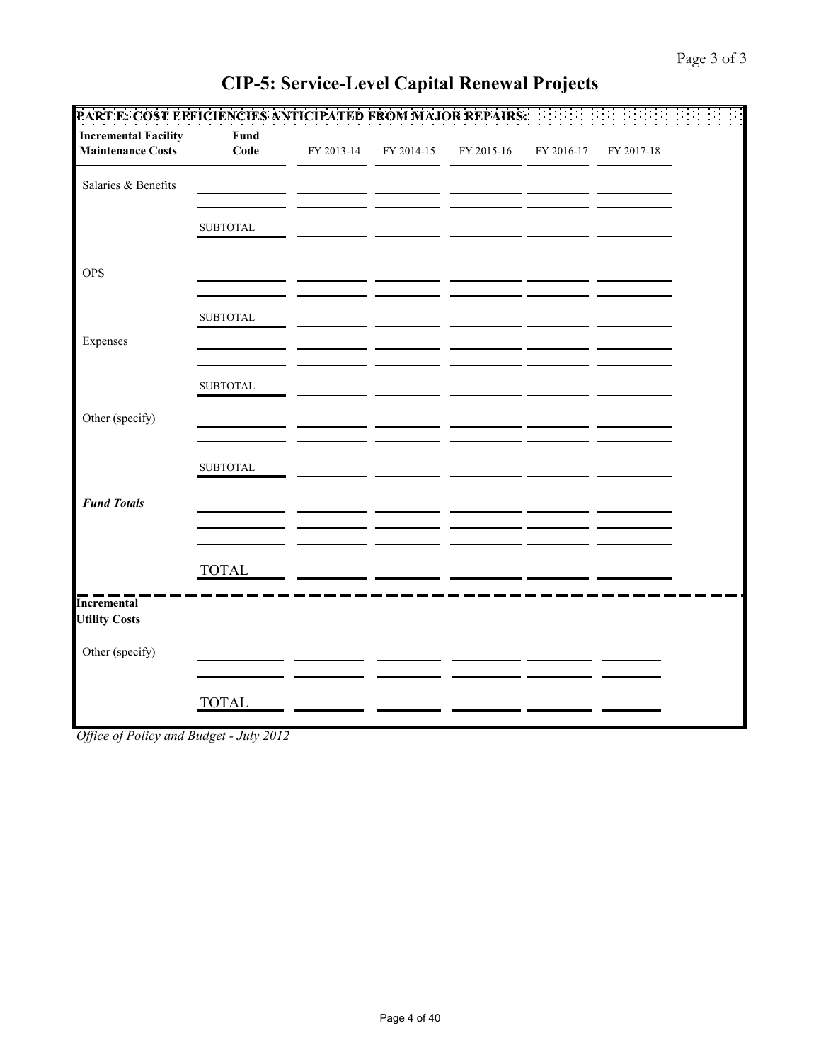# CIP-5: Service-Level Capital Renewal Projects

**PART E: COST EFFICIENCIES ANTICIPATED FROM MAJOR REPAIRS:**

| **Incremental Facility Maintenance Costs** | **Fund Code** | FY 2013-14 | FY 2014-15 | FY 2015-16 | FY 2016-17 | FY 2017-18 |
|---|---|---|---|---|---|---|
| Salaries & Benefits | | | | | | |
| | | | | | | |
| | SUBTOTAL | | | | | |
| OPS | | | | | | |
| | | | | | | |
| | SUBTOTAL | | | | | |
| Expenses | | | | | | |
| | | | | | | |
| | SUBTOTAL | | | | | |
| Other (specify) | | | | | | |
| | | | | | | |
| | SUBTOTAL | | | | | |
| ***Fund Totals*** | | | | | | |
| | | | | | | |
| | | | | | | |
| | TOTAL | | | | | |

| **Incremental Utility Costs** | | | | | | |
|---|---|---|---|---|---|---|
| Other (specify) | | | | | | |
| | | | | | | |
| | TOTAL | | | | | |

*Office of Policy and Budget - July 2012*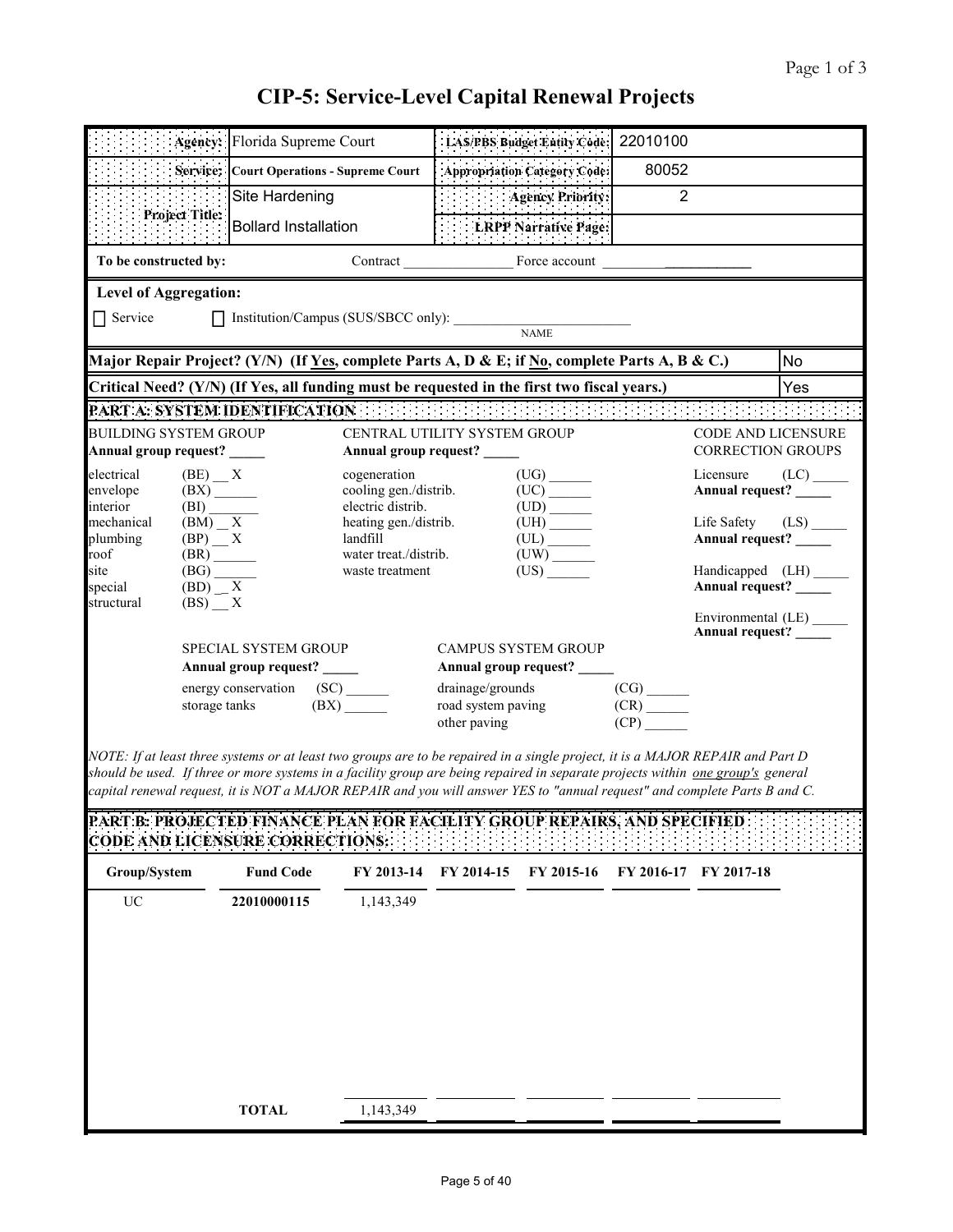# CIP-5: Service-Level Capital Renewal Projects

| | | | |
|---|---|---|---|
| **Agency:** | Florida Supreme Court | **LAS/PBS Budget Entity Code:** | 22010100 |
| **Service:** | **Court Operations - Supreme Court** | **Appropriation Category Code:** | 80052 |
| **Project Title:** | Site Hardening | **Agency Priority:** | 2 |
| | Bollard Installation | **LRPP Narrative Page:** | |

**To be constructed by:** Contract ____________ Force account ____________

**Level of Aggregation:**

☐ Service ☐ Institution/Campus (SUS/SBCC only): ____________ NAME

**Major Repair Project? (Y/N) (If Yes, complete Parts A, D & E; if No, complete Parts A, B & C.)** No

**Critical Need? (Y/N) (If Yes, all funding must be requested in the first two fiscal years.)** Yes

## PART A: SYSTEM IDENTIFICATION

**BUILDING SYSTEM GROUP**
**Annual group request?** _____

- electrical (BE) X
- envelope (BX) ______
- interior (BI) ______
- mechanical (BM) X
- plumbing (BP) X
- roof (BR) ______
- site (BG) ______
- special (BD) X
- structural (BS) X

**CENTRAL UTILITY SYSTEM GROUP**
**Annual group request?** _____

- cogeneration (UG) ______
- cooling gen./distrib. (UC) ______
- electric distrib. (UD) ______
- heating gen./distrib. (UH) ______
- landfill (UL) ______
- water treat./distrib. (UW) ______
- waste treatment (US) ______

**CODE AND LICENSURE CORRECTION GROUPS**

- Licensure (LC) _____ **Annual request?** _____
- Life Safety (LS) _____ **Annual request?** _____
- Handicapped (LH) _____ **Annual request?** _____
- Environmental (LE) _____ **Annual request?** _____

**SPECIAL SYSTEM GROUP**
**Annual group request?** _____

- energy conservation (SC) ______
- storage tanks (BX) ______

**CAMPUS SYSTEM GROUP**
**Annual group request?** _____

- drainage/grounds (CG) ______
- road system paving (CR) ______
- other paving (CP) ______

*NOTE: If at least three systems or at least two groups are to be repaired in a single project, it is a MAJOR REPAIR and Part D should be used. If three or more systems in a facility group are being repaired in separate projects within one group's general capital renewal request, it is NOT a MAJOR REPAIR and you will answer YES to "annual request" and complete Parts B and C.*

## PART B: PROJECTED FINANCE PLAN FOR FACILITY GROUP REPAIRS, AND SPECIFIED CODE AND LICENSURE CORRECTIONS:

| Group/System | Fund Code | FY 2013-14 | FY 2014-15 | FY 2015-16 | FY 2016-17 | FY 2017-18 |
|---|---|---|---|---|---|---|
| UC | 22010000115 | 1,143,349 | | | | |
| | **TOTAL** | 1,143,349 | | | | |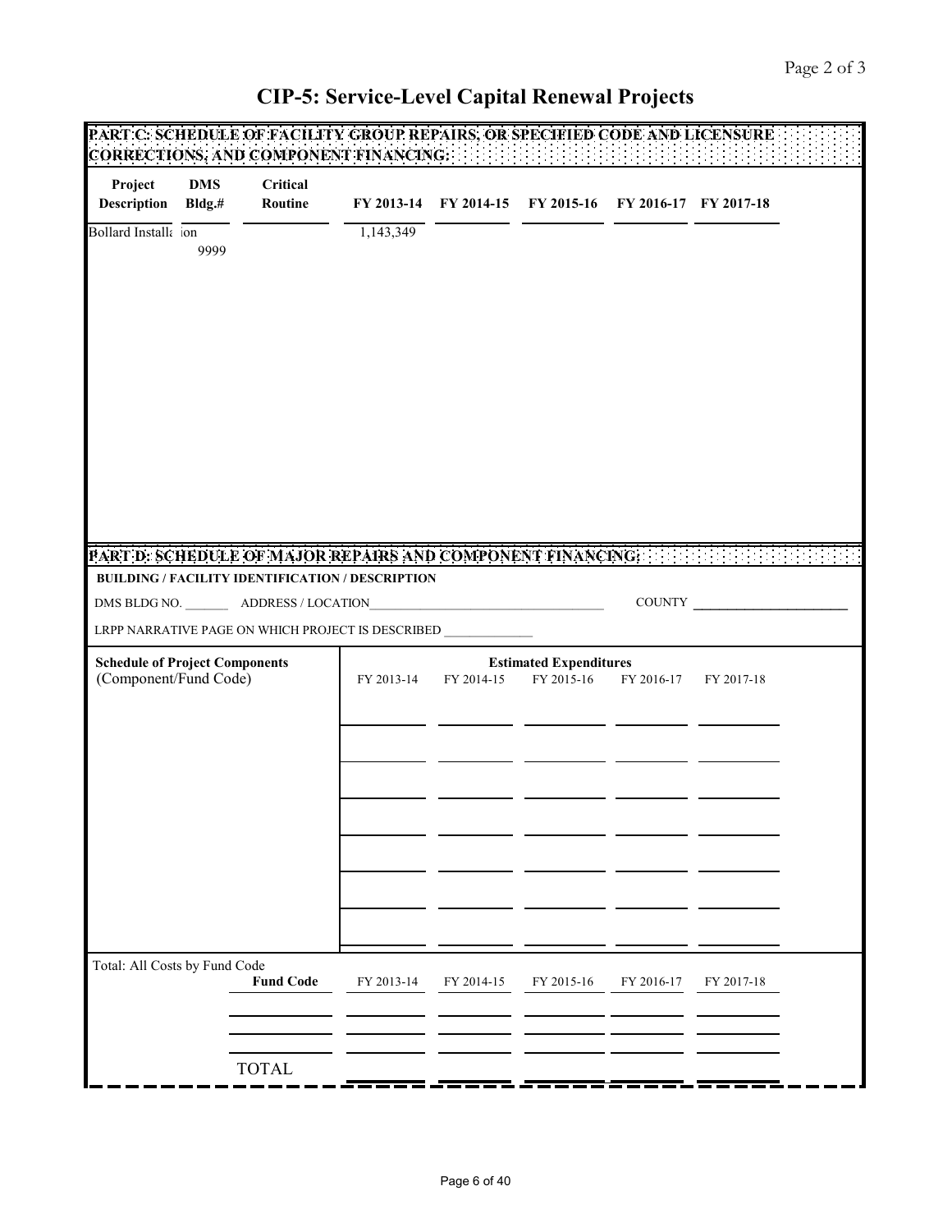# CIP-5: Service-Level Capital Renewal Projects

## PART C: SCHEDULE OF FACILITY GROUP REPAIRS, OR SPECIFIED CODE AND LICENSURE CORRECTIONS, AND COMPONENT FINANCING:

| Project Description | DMS Bldg.# | Critical Routine | FY 2013-14 | FY 2014-15 | FY 2015-16 | FY 2016-17 | FY 2017-18 |
|---|---|---|---|---|---|---|---|
| Bollard Installa ion | 9999 | | 1,143,349 | | | | |

## PART D: SCHEDULE OF MAJOR REPAIRS AND COMPONENT FINANCING:

**BUILDING / FACILITY IDENTIFICATION / DESCRIPTION**

DMS BLDG NO. _______ ADDRESS / LOCATION___________________________________ COUNTY _______________________

LRPP NARRATIVE PAGE ON WHICH PROJECT IS DESCRIBED _____________

| Schedule of Project Components (Component/Fund Code) | Estimated Expenditures FY 2013-14 | FY 2014-15 | FY 2015-16 | FY 2016-17 | FY 2017-18 |
|---|---|---|---|---|---|
| | | | | | |
| | | | | | |
| | | | | | |
| | | | | | |
| | | | | | |
| | | | | | |
| | | | | | |

| Total: All Costs by Fund Code | Fund Code | FY 2013-14 | FY 2014-15 | FY 2015-16 | FY 2016-17 | FY 2017-18 |
|---|---|---|---|---|---|---|
| | | | | | | |
| | | | | | | |
| | TOTAL | | | | | |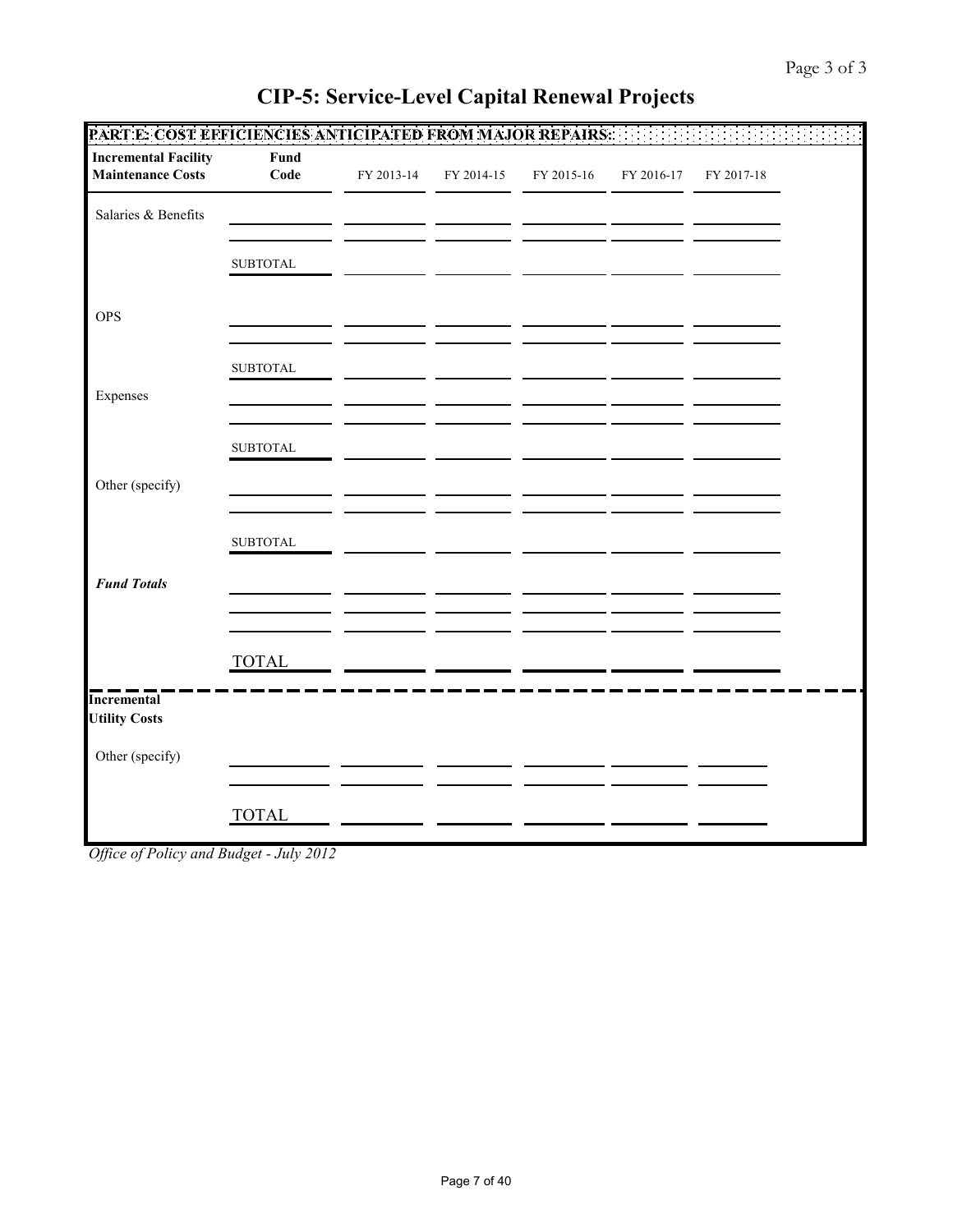# CIP-5: Service-Level Capital Renewal Projects

**PART E: COST EFFICIENCIES ANTICIPATED FROM MAJOR REPAIRS:**

| **Incremental Facility Maintenance Costs** | **Fund Code** | FY 2013-14 | FY 2014-15 | FY 2015-16 | FY 2016-17 | FY 2017-18 |
|---|---|---|---|---|---|---|
| Salaries & Benefits | | | | | | |
| | | | | | | |
| | SUBTOTAL | | | | | |
| OPS | | | | | | |
| | | | | | | |
| | SUBTOTAL | | | | | |
| Expenses | | | | | | |
| | | | | | | |
| | SUBTOTAL | | | | | |
| Other (specify) | | | | | | |
| | | | | | | |
| | SUBTOTAL | | | | | |
| ***Fund Totals*** | | | | | | |
| | | | | | | |
| | | | | | | |
| | TOTAL | | | | | |

| **Incremental Utility Costs** | | | | | | |
|---|---|---|---|---|---|---|
| Other (specify) | | | | | | |
| | | | | | | |
| | TOTAL | | | | | |

*Office of Policy and Budget - July 2012*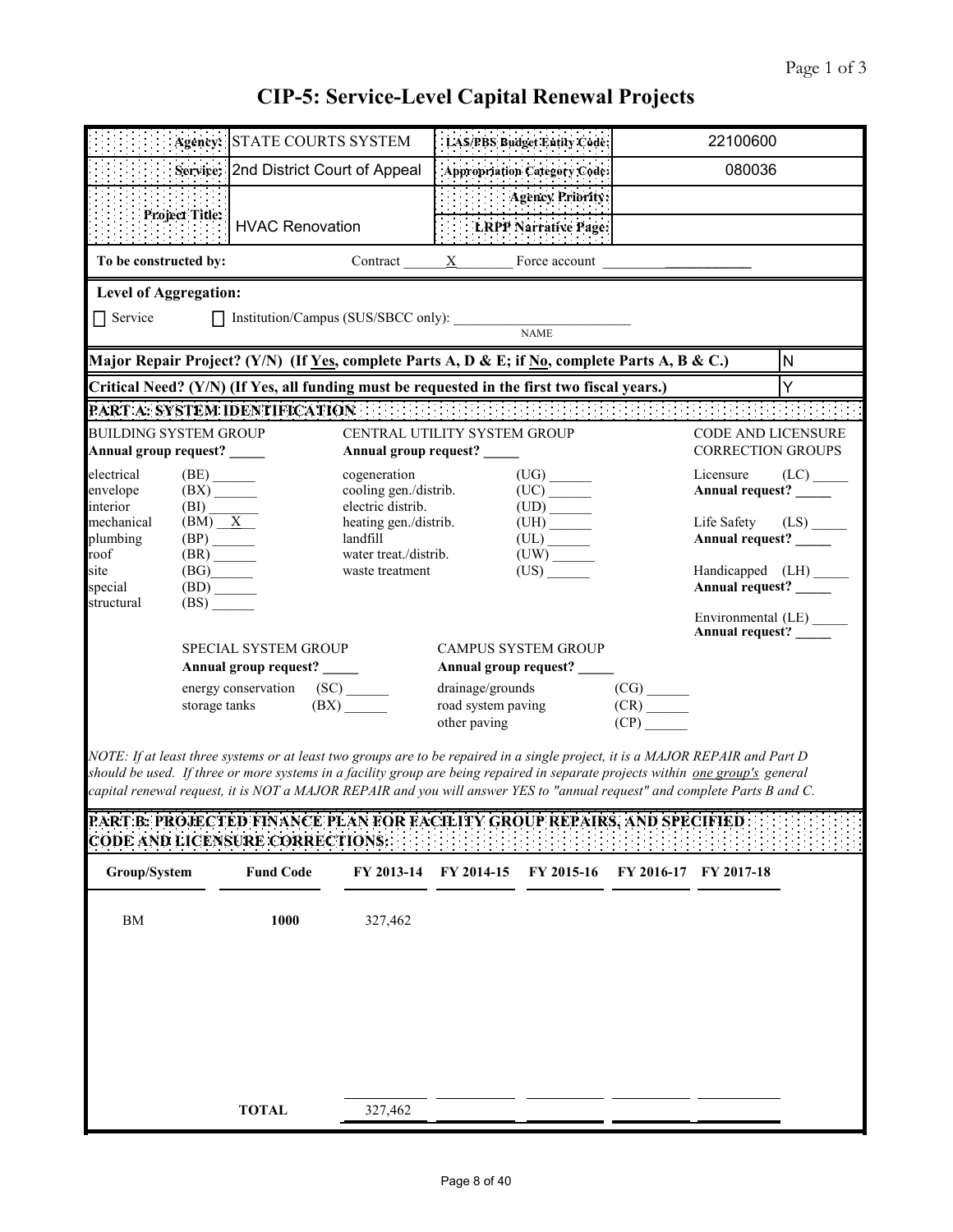# CIP-5: Service-Level Capital Renewal Projects

| | | | |
|---|---|---|---|
| **Agency:** | STATE COURTS SYSTEM | **LAS/PBS Budget Entity Code:** | 22100600 |
| **Service:** | 2nd District Court of Appeal | **Appropriation Category Code:** | 080036 |
| **Project Title:** | HVAC Renovation | **Agency Priority:** | |
| | | **LRPP Narrative Page:** | |

**To be constructed by:** Contract \_\_X\_\_ Force account \_\_\_\_\_\_

**Level of Aggregation:**

☐ Service ☐ Institution/Campus (SUS/SBCC only): \_\_\_\_\_\_\_\_ NAME

| | |
|---|---|
| **Major Repair Project? (Y/N) (If Yes, complete Parts A, D & E; if No, complete Parts A, B & C.)** | N |
| **Critical Need? (Y/N) (If Yes, all funding must be requested in the first two fiscal years.)** | Y |

## PART A: SYSTEM IDENTIFICATION

**BUILDING SYSTEM GROUP**
**Annual group request?** \_\_\_\_\_

- electrical (BE) \_\_\_\_\_\_
- envelope (BX) \_\_\_\_\_\_
- interior (BI) \_\_\_\_\_\_
- mechanical (BM) X
- plumbing (BP) \_\_\_\_\_\_
- roof (BR) \_\_\_\_\_\_
- site (BG) \_\_\_\_\_\_
- special (BD) \_\_\_\_\_\_
- structural (BS) \_\_\_\_\_\_

**CENTRAL UTILITY SYSTEM GROUP**
**Annual group request?** \_\_\_\_\_

- cogeneration (UG) \_\_\_\_\_\_
- cooling gen./distrib. (UC) \_\_\_\_\_\_
- electric distrib. (UD) \_\_\_\_\_\_
- heating gen./distrib. (UH) \_\_\_\_\_\_
- landfill (UL) \_\_\_\_\_\_
- water treat./distrib. (UW) \_\_\_\_\_\_
- waste treatment (US) \_\_\_\_\_\_

**CODE AND LICENSURE CORRECTION GROUPS**

- Licensure (LC) \_\_\_\_\_ **Annual request?** \_\_\_\_\_
- Life Safety (LS) \_\_\_\_\_ **Annual request?** \_\_\_\_\_
- Handicapped (LH) \_\_\_\_\_ **Annual request?** \_\_\_\_\_
- Environmental (LE) \_\_\_\_\_ **Annual request?** \_\_\_\_\_

**SPECIAL SYSTEM GROUP**
**Annual group request?** \_\_\_\_\_

- energy conservation (SC) \_\_\_\_\_\_
- storage tanks (BX) \_\_\_\_\_\_

**CAMPUS SYSTEM GROUP**
**Annual group request?** \_\_\_\_\_

- drainage/grounds (CG) \_\_\_\_\_\_
- road system paving (CR) \_\_\_\_\_\_
- other paving (CP) \_\_\_\_\_\_

*NOTE: If at least three systems or at least two groups are to be repaired in a single project, it is a MAJOR REPAIR and Part D should be used. If three or more systems in a facility group are being repaired in separate projects within one group's general capital renewal request, it is NOT a MAJOR REPAIR and you will answer YES to "annual request" and complete Parts B and C.*

## PART B: PROJECTED FINANCE PLAN FOR FACILITY GROUP REPAIRS, AND SPECIFIED CODE AND LICENSURE CORRECTIONS:

| Group/System | Fund Code | FY 2013-14 | FY 2014-15 | FY 2015-16 | FY 2016-17 | FY 2017-18 |
|---|---|---|---|---|---|---|
| BM | **1000** | 327,462 | | | | |
| | **TOTAL** | 327,462 | | | | |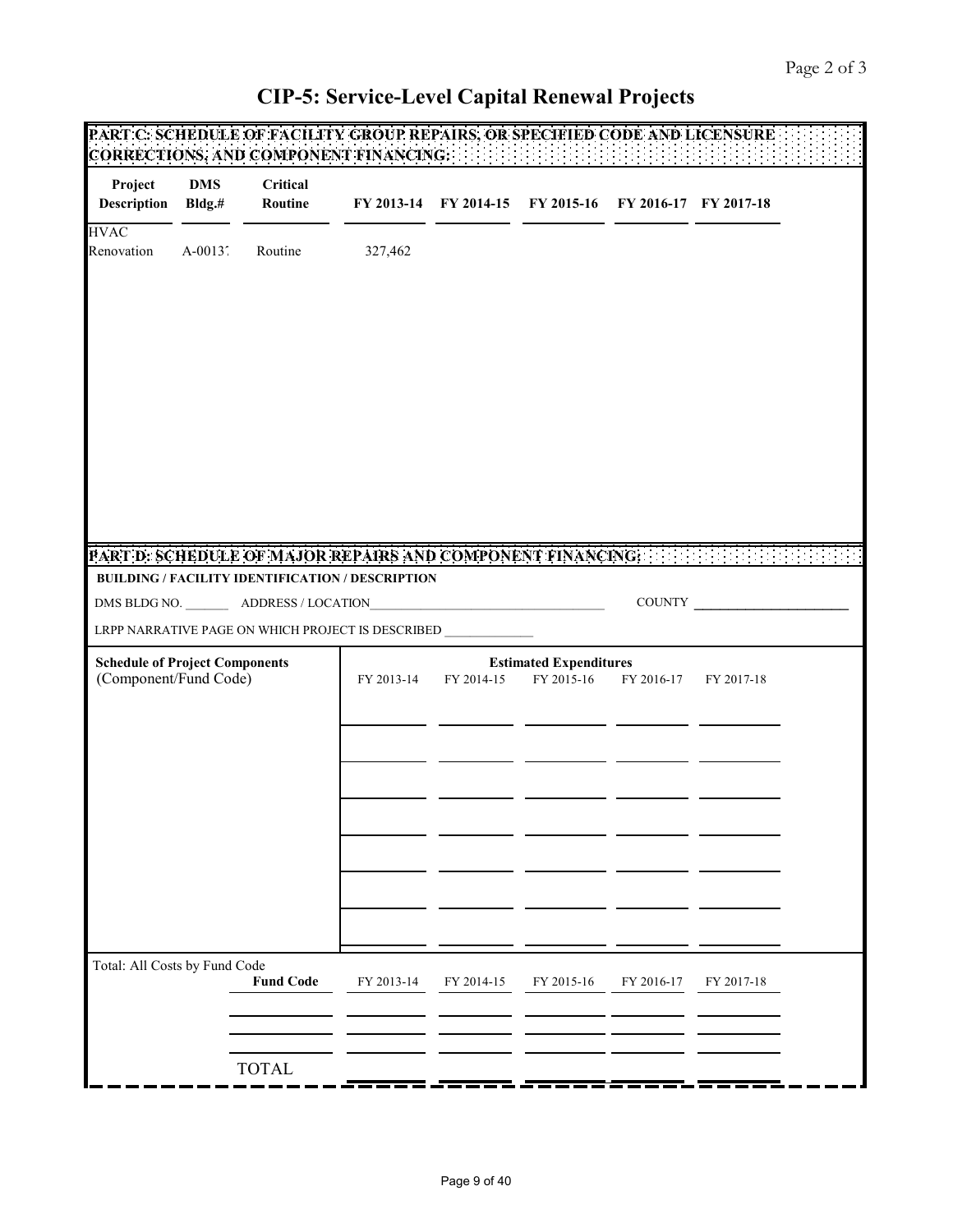# CIP-5: Service-Level Capital Renewal Projects

## PART C: SCHEDULE OF FACILITY GROUP REPAIRS, OR SPECIFIED CODE AND LICENSURE CORRECTIONS; AND COMPONENT FINANCING:

| Project Description | DMS Bldg.# | Critical Routine | FY 2013-14 | FY 2014-15 | FY 2015-16 | FY 2016-17 | FY 2017-18 |
|---|---|---|---|---|---|---|---|
| HVAC Renovation | A-0013 | Routine | 327,462 | | | | |

## PART D: SCHEDULE OF MAJOR REPAIRS AND COMPONENT FINANCING:

**BUILDING / FACILITY IDENTIFICATION / DESCRIPTION**

DMS BLDG NO. _______ ADDRESS / LOCATION_________________________ COUNTY _________________

LRPP NARRATIVE PAGE ON WHICH PROJECT IS DESCRIBED _____________

| Schedule of Project Components (Component/Fund Code) | Estimated Expenditures FY 2013-14 | FY 2014-15 | FY 2015-16 | FY 2016-17 | FY 2017-18 |
|---|---|---|---|---|---|
| | | | | | |
| | | | | | |
| | | | | | |
| | | | | | |
| | | | | | |
| | | | | | |
| | | | | | |

Total: All Costs by Fund Code

| Fund Code | FY 2013-14 | FY 2014-15 | FY 2015-16 | FY 2016-17 | FY 2017-18 |
|---|---|---|---|---|---|
| | | | | | |
| | | | | | |
| TOTAL | | | | | |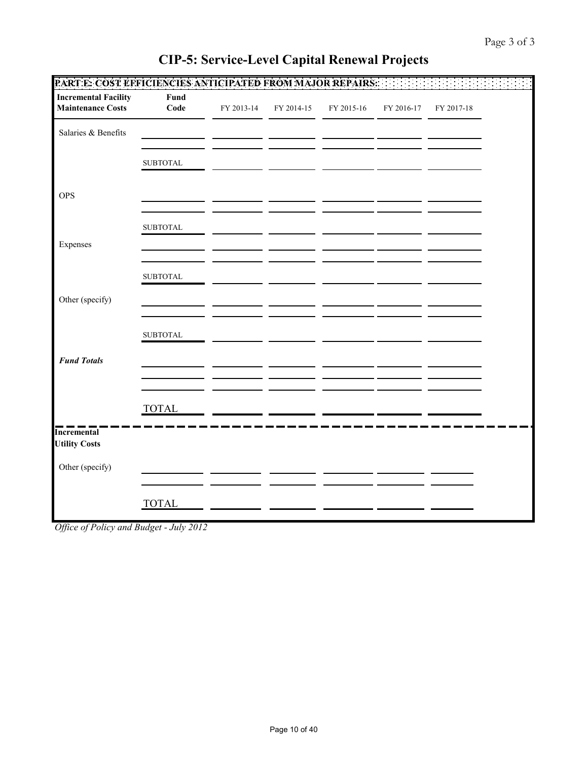# CIP-5: Service-Level Capital Renewal Projects

**PART E: COST EFFICIENCIES ANTICIPATED FROM MAJOR REPAIRS:**

| **Incremental Facility Maintenance Costs** | **Fund Code** | FY 2013-14 | FY 2014-15 | FY 2015-16 | FY 2016-17 | FY 2017-18 |
|---|---|---|---|---|---|---|
| Salaries & Benefits | | | | | | |
| | | | | | | |
| | SUBTOTAL | | | | | |
| OPS | | | | | | |
| | | | | | | |
| | SUBTOTAL | | | | | |
| Expenses | | | | | | |
| | | | | | | |
| | SUBTOTAL | | | | | |
| Other (specify) | | | | | | |
| | | | | | | |
| | SUBTOTAL | | | | | |
| ***Fund Totals*** | | | | | | |
| | | | | | | |
| | | | | | | |
| | TOTAL | | | | | |

| **Incremental Utility Costs** | | | | | | |
|---|---|---|---|---|---|---|
| Other (specify) | | | | | | |
| | | | | | | |
| | TOTAL | | | | | |

*Office of Policy and Budget - July 2012*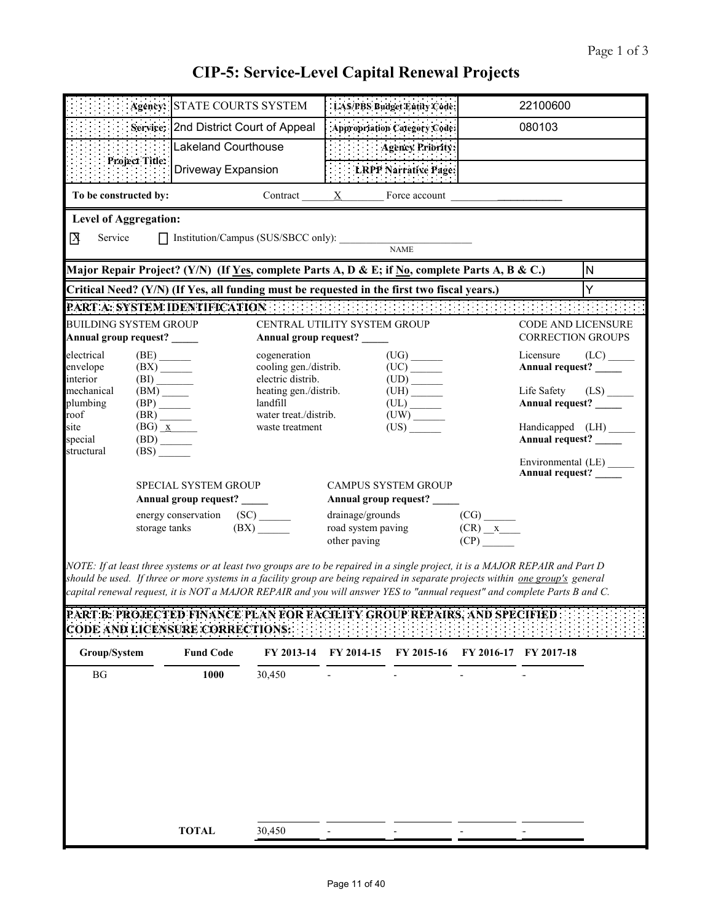# CIP-5: Service-Level Capital Renewal Projects

| | | | |
|---|---|---|---|
| **Agency:** | STATE COURTS SYSTEM | **LAS/PBS Budget Entity Code:** | 22100600 |
| **Service:** | 2nd District Court of Appeal | **Appropriation Category Code:** | 080103 |
| **Project Title:** | Lakeland Courthouse | **Agency Priority:** | |
| | Driveway Expansion | **LRPP Narrative Page:** | |

**To be constructed by:** Contract ___X___ Force account ________

**Level of Aggregation:**

☒ Service ☐ Institution/Campus (SUS/SBCC only): ____________ NAME

| | |
|---|---|
| **Major Repair Project? (Y/N) (If Yes, complete Parts A, D & E; if No, complete Parts A, B & C.)** | N |
| **Critical Need? (Y/N) (If Yes, all funding must be requested in the first two fiscal years.)** | Y |

## PART A: SYSTEM IDENTIFICATION

**BUILDING SYSTEM GROUP**
**Annual group request?** _____

- electrical (BE) ______
- envelope (BX) ______
- interior (BI) ______
- mechanical (BM) ______
- plumbing (BP) ______
- roof (BR) ______
- site (BG) x
- special (BD) ______
- structural (BS) ______

**CENTRAL UTILITY SYSTEM GROUP**
**Annual group request?** _____

- cogeneration (UG) ______
- cooling gen./distrib. (UC) ______
- electric distrib. (UD) ______
- heating gen./distrib. (UH) ______
- landfill (UL) ______
- water treat./distrib. (UW) ______
- waste treatment (US) ______

**CODE AND LICENSURE CORRECTION GROUPS**

- Licensure (LC) _____ **Annual request?** _____
- Life Safety (LS) _____ **Annual request?** _____
- Handicapped (LH) _____ **Annual request?** _____
- Environmental (LE) _____ **Annual request?** _____

**SPECIAL SYSTEM GROUP**
**Annual group request?** _____

- energy conservation (SC) ______
- storage tanks (BX) ______

**CAMPUS SYSTEM GROUP**
**Annual group request?** _____

- drainage/grounds (CG) ______
- road system paving (CR) x
- other paving (CP) ______

*NOTE: If at least three systems or at least two groups are to be repaired in a single project, it is a MAJOR REPAIR and Part D should be used. If three or more systems in a facility group are being repaired in separate projects within one group's general capital renewal request, it is NOT a MAJOR REPAIR and you will answer YES to "annual request" and complete Parts B and C.*

## PART B: PROJECTED FINANCE PLAN FOR FACILITY GROUP REPAIRS, AND SPECIFIED CODE AND LICENSURE CORRECTIONS:

| Group/System | Fund Code | FY 2013-14 | FY 2014-15 | FY 2015-16 | FY 2016-17 | FY 2017-18 |
|---|---|---|---|---|---|---|
| BG | 1000 | 30,450 | - | - | - | - |
| | **TOTAL** | 30,450 | - | - | - | - |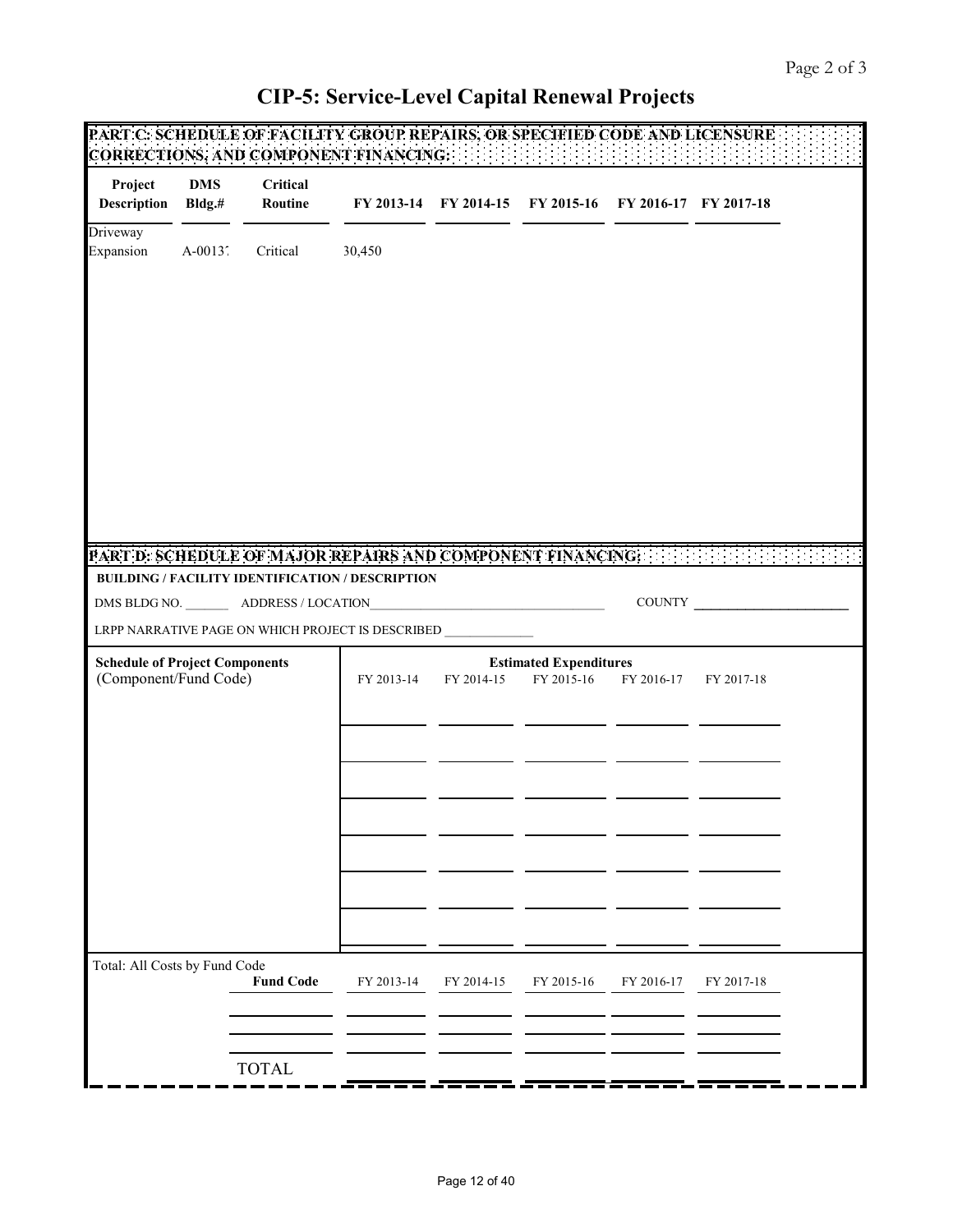# CIP-5: Service-Level Capital Renewal Projects

## PART C: SCHEDULE OF FACILITY GROUP REPAIRS, OR SPECIFIED CODE AND LICENSURE CORRECTIONS; AND COMPONENT FINANCING:

| Project Description | DMS Bldg.# | Critical Routine | FY 2013-14 | FY 2014-15 | FY 2015-16 | FY 2016-17 | FY 2017-18 |
|---|---|---|---|---|---|---|---|
| Driveway Expansion | A-0013 | Critical | 30,450 | | | | |

## PART D: SCHEDULE OF MAJOR REPAIRS AND COMPONENT FINANCING:

**BUILDING / FACILITY IDENTIFICATION / DESCRIPTION**

DMS BLDG NO. _______ ADDRESS / LOCATION_________________________ COUNTY _______________

LRPP NARRATIVE PAGE ON WHICH PROJECT IS DESCRIBED _____________

| **Schedule of Project Components** (Component/Fund Code) | **Estimated Expenditures** FY 2013-14 | FY 2014-15 | FY 2015-16 | FY 2016-17 | FY 2017-18 |
|---|---|---|---|---|---|
| | | | | | |
| | | | | | |
| | | | | | |
| | | | | | |
| | | | | | |
| | | | | | |
| | | | | | |

| Total: All Costs by Fund Code | Fund Code | FY 2013-14 | FY 2014-15 | FY 2015-16 | FY 2016-17 | FY 2017-18 |
|---|---|---|---|---|---|---|
| | | | | | | |
| | | | | | | |
| | TOTAL | | | | | |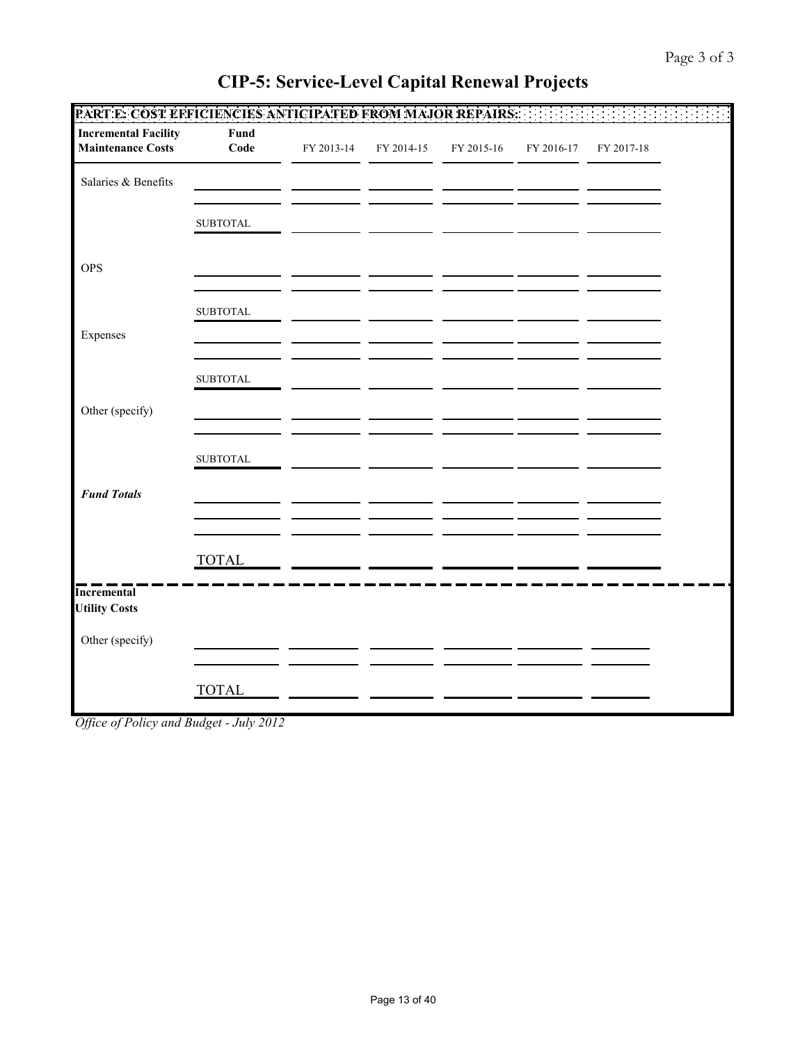# CIP-5: Service-Level Capital Renewal Projects

**PART E: COST EFFICIENCIES ANTICIPATED FROM MAJOR REPAIRS:**

| **Incremental Facility Maintenance Costs** | **Fund Code** | FY 2013-14 | FY 2014-15 | FY 2015-16 | FY 2016-17 | FY 2017-18 |
|---|---|---|---|---|---|---|
| Salaries & Benefits | | | | | | |
| | | | | | | |
| | SUBTOTAL | | | | | |
| OPS | | | | | | |
| | | | | | | |
| | SUBTOTAL | | | | | |
| Expenses | | | | | | |
| | | | | | | |
| | SUBTOTAL | | | | | |
| Other (specify) | | | | | | |
| | | | | | | |
| | SUBTOTAL | | | | | |
| ***Fund Totals*** | | | | | | |
| | | | | | | |
| | | | | | | |
| | TOTAL | | | | | |

| **Incremental Utility Costs** | | | | | | |
|---|---|---|---|---|---|---|
| Other (specify) | | | | | | |
| | | | | | | |
| | TOTAL | | | | | |

*Office of Policy and Budget - July 2012*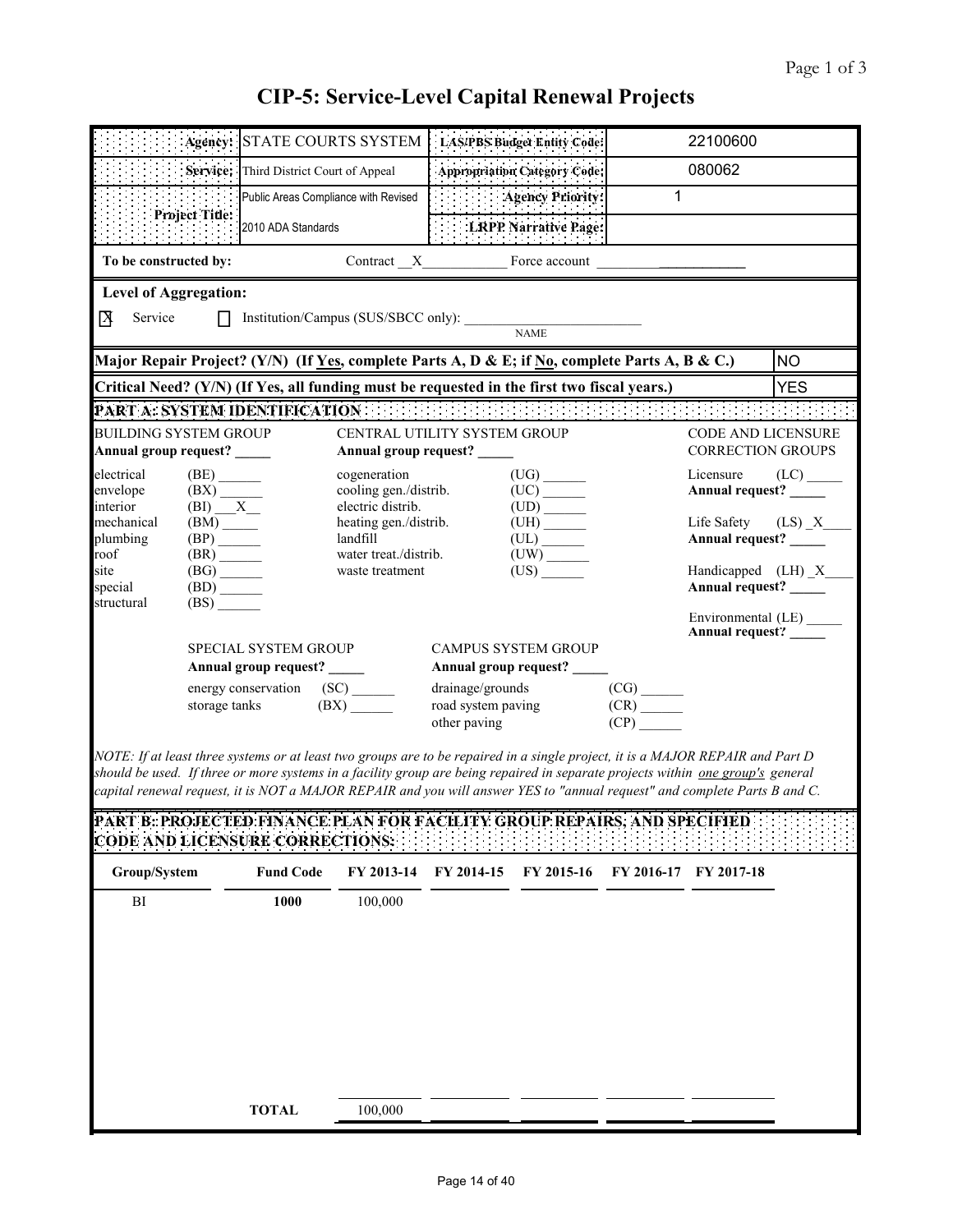# CIP-5: Service-Level Capital Renewal Projects

| | | | |
|---|---|---|---|
| **Agency:** | STATE COURTS SYSTEM | **LAS/PBS Budget Entity Code:** | 22100600 |
| **Service:** | Third District Court of Appeal | **Appropriation Category Code:** | 080062 |
| **Project Title:** | Public Areas Compliance with Revised 2010 ADA Standards | **Agency Priority:** | 1 |
| | | **LRPP Narrative Page:** | |

**To be constructed by:** Contract __X__ Force account ______

**Level of Aggregation:**

[X] Service [ ] Institution/Campus (SUS/SBCC only): ______ NAME

**Major Repair Project? (Y/N) (If Yes, complete Parts A, D & E; if No, complete Parts A, B & C.)** NO

**Critical Need? (Y/N) (If Yes, all funding must be requested in the first two fiscal years.)** YES

**PART A: SYSTEM IDENTIFICATION**

BUILDING SYSTEM GROUP
**Annual group request?** _____

- electrical (BE) ______
- envelope (BX) ______
- interior (BI) __X__
- mechanical (BM) ______
- plumbing (BP) ______
- roof (BR) ______
- site (BG) ______
- special (BD) ______
- structural (BS) ______

CENTRAL UTILITY SYSTEM GROUP
**Annual group request?** _____

- cogeneration (UG) ______
- cooling gen./distrib. (UC) ______
- electric distrib. (UD) ______
- heating gen./distrib. (UH) ______
- landfill (UL) ______
- water treat./distrib. (UW) ______
- waste treatment (US) ______

CODE AND LICENSURE CORRECTION GROUPS

- Licensure (LC) _____ **Annual request?** _____
- Life Safety (LS) _X_ **Annual request?** _____
- Handicapped (LH) _X_ **Annual request?** _____
- Environmental (LE) _____ **Annual request?** _____

SPECIAL SYSTEM GROUP
**Annual group request?** _____

- energy conservation (SC) ______
- storage tanks (BX) ______

CAMPUS SYSTEM GROUP
**Annual group request?** _____

- drainage/grounds (CG) ______
- road system paving (CR) ______
- other paving (CP) ______

*NOTE: If at least three systems or at least two groups are to be repaired in a single project, it is a MAJOR REPAIR and Part D should be used. If three or more systems in a facility group are being repaired in separate projects within one group's general capital renewal request, it is NOT a MAJOR REPAIR and you will answer YES to "annual request" and complete Parts B and C.*

**PART B: PROJECTED FINANCE PLAN FOR FACILITY GROUP REPAIRS, AND SPECIFIED CODE AND LICENSURE CORRECTIONS:**

| Group/System | Fund Code | FY 2013-14 | FY 2014-15 | FY 2015-16 | FY 2016-17 | FY 2017-18 |
|---|---|---|---|---|---|---|
| BI | 1000 | 100,000 | | | | |
| | **TOTAL** | 100,000 | | | | |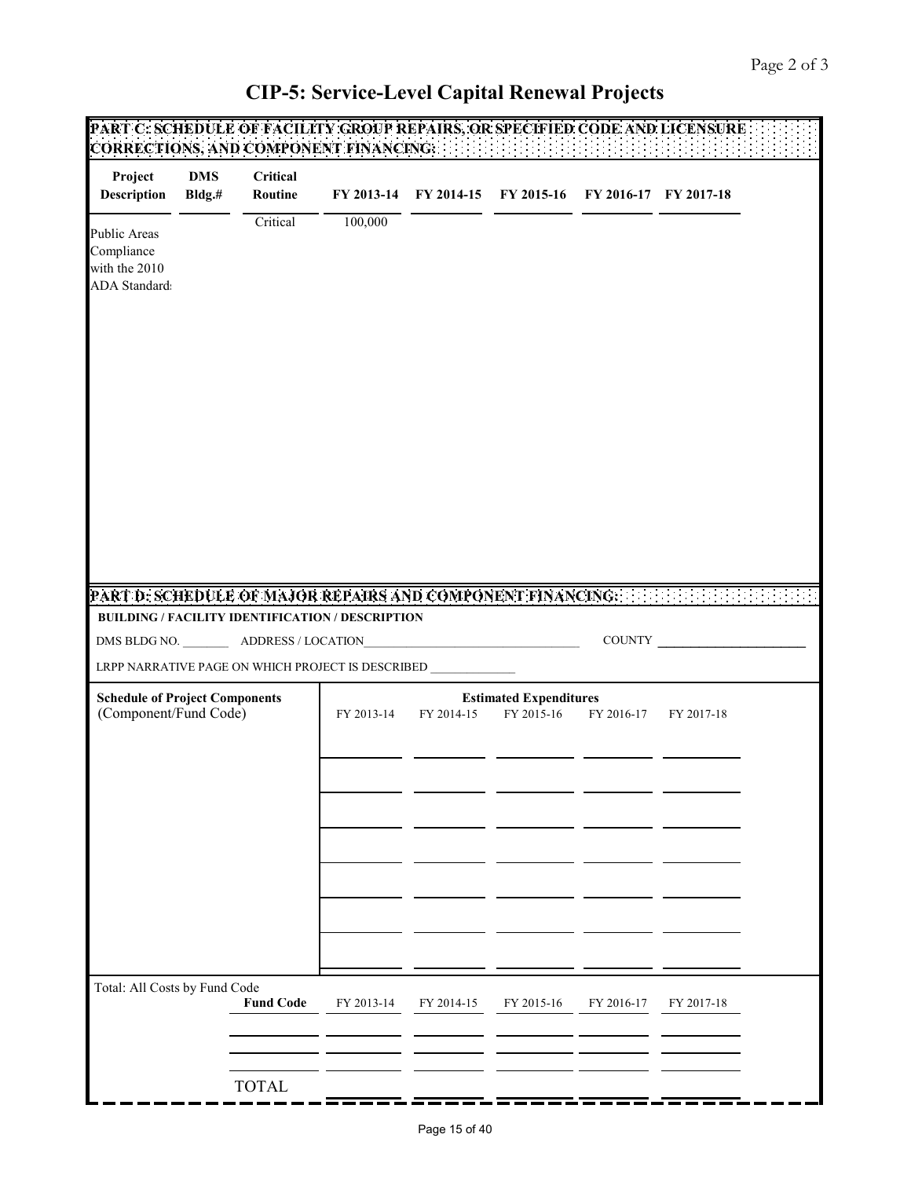"Page 2 of 3" at the top is a page-level header; I'll omit it.

# CIP-5: Service-Level Capital Renewal Projects

## PART C: SCHEDULE OF FACILITY GROUP REPAIRS, OR SPECIFIED CODE AND LICENSURE CORRECTIONS, AND COMPONENT FINANCING:

| Project Description | DMS Bldg.# | Critical Routine | FY 2013-14 | FY 2014-15 | FY 2015-16 | FY 2016-17 | FY 2017-18 |
|---|---|---|---|---|---|---|---|
| Public Areas Compliance with the 2010 ADA Standard: | | Critical | 100,000 | | | | |

## PART D: SCHEDULE OF MAJOR REPAIRS AND COMPONENT FINANCING:

**BUILDING / FACILITY IDENTIFICATION / DESCRIPTION**

DMS BLDG NO. _______ ADDRESS / LOCATION_________________________________ COUNTY _____________________

LRPP NARRATIVE PAGE ON WHICH PROJECT IS DESCRIBED _____________

| Schedule of Project Components (Component/Fund Code) | Estimated Expenditures FY 2013-14 | FY 2014-15 | FY 2015-16 | FY 2016-17 | FY 2017-18 |
|---|---|---|---|---|---|
| | | | | | |
| | | | | | |
| | | | | | |
| | | | | | |
| | | | | | |
| | | | | | |
| | | | | | |

Total: All Costs by Fund Code

| Fund Code | FY 2013-14 | FY 2014-15 | FY 2015-16 | FY 2016-17 | FY 2017-18 |
|---|---|---|---|---|---|
| | | | | | |
| | | | | | |
| | | | | | |
| TOTAL | | | | | |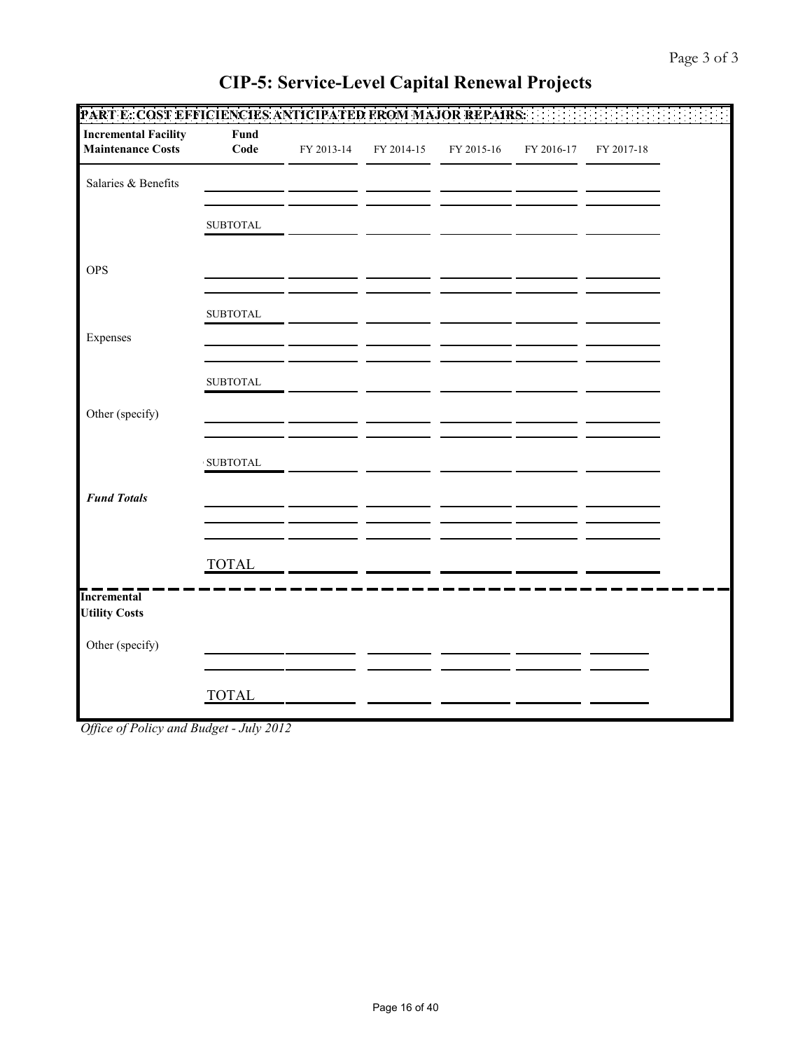Page 3 of 3

# CIP-5: Service-Level Capital Renewal Projects

**PART E: COST EFFICIENCIES ANTICIPATED FROM MAJOR REPAIRS:**

| Incremental Facility Maintenance Costs | Fund Code | FY 2013-14 | FY 2014-15 | FY 2015-16 | FY 2016-17 | FY 2017-18 |
|---|---|---|---|---|---|---|
| Salaries & Benefits | | | | | | |
| | | | | | | |
| | SUBTOTAL | | | | | |
| OPS | | | | | | |
| | | | | | | |
| | SUBTOTAL | | | | | |
| Expenses | | | | | | |
| | | | | | | |
| | SUBTOTAL | | | | | |
| Other (specify) | | | | | | |
| | | | | | | |
| | SUBTOTAL | | | | | |
| ***Fund Totals*** | | | | | | |
| | | | | | | |
| | | | | | | |
| | TOTAL | | | | | |

| Incremental Utility Costs | | | | | | |
|---|---|---|---|---|---|---|
| Other (specify) | | | | | | |
| | | | | | | |
| | TOTAL | | | | | |

*Office of Policy and Budget - July 2012*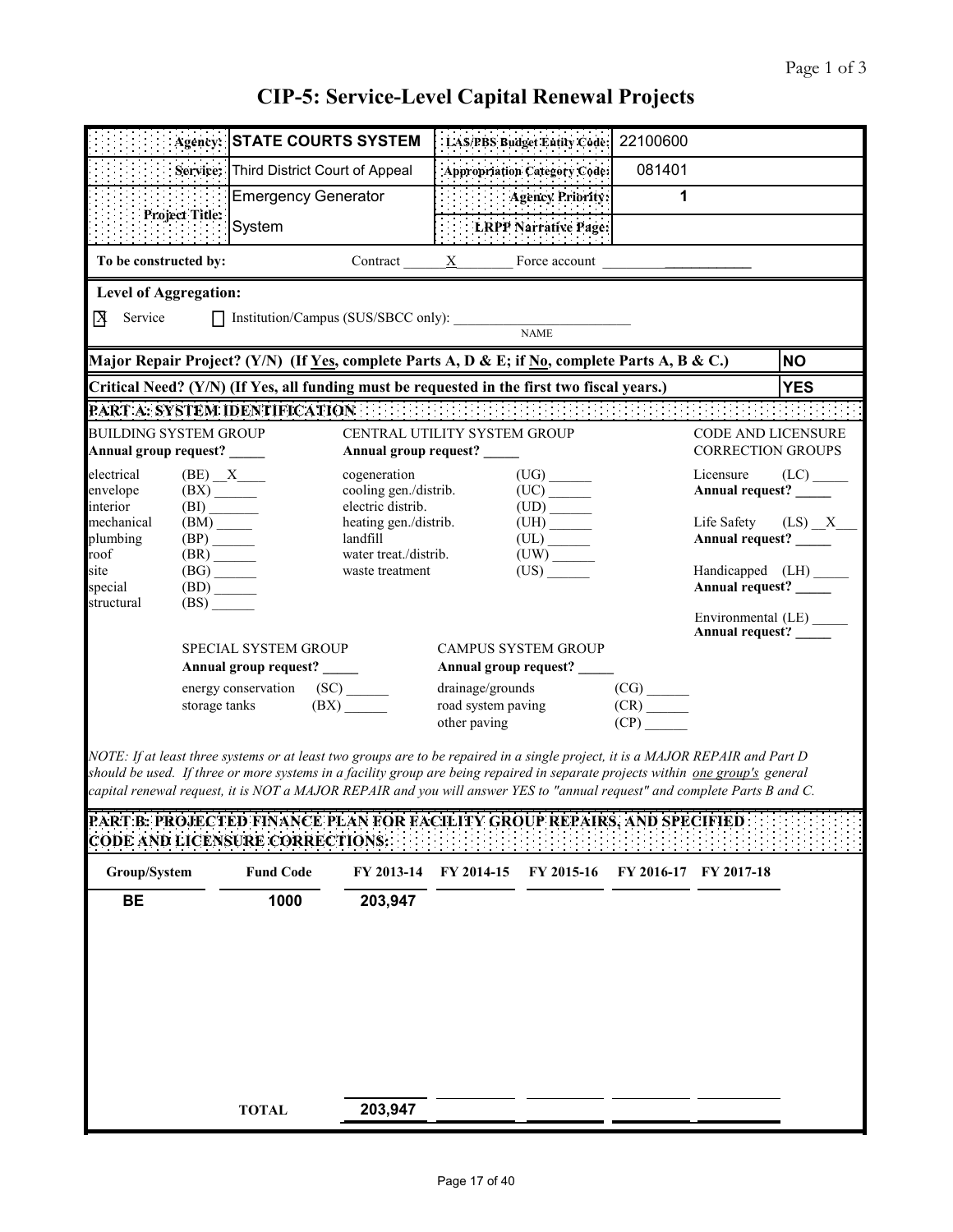# CIP-5: Service-Level Capital Renewal Projects

| | | | |
|---|---|---|---|
| **Agency:** | STATE COURTS SYSTEM | **LAS/PBS Budget Entity Code:** | 22100600 |
| **Service:** | Third District Court of Appeal | **Appropriation Category Code:** | 081401 |
| **Project Title:** | Emergency Generator System | **Agency Priority:** | 1 |
| | | **LRPP Narrative Page:** | |

**To be constructed by:** Contract ___X___ Force account ________

**Level of Aggregation:**

☒ Service ☐ Institution/Campus (SUS/SBCC only): ____________ NAME

**Major Repair Project? (Y/N) (If Yes, complete Parts A, D & E; if No, complete Parts A, B & C.)** **NO**

**Critical Need? (Y/N) (If Yes, all funding must be requested in the first two fiscal years.)** **YES**

**PART A: SYSTEM IDENTIFICATION**

BUILDING SYSTEM GROUP
**Annual group request?** _____

- electrical (BE) __X__
- envelope (BX) ______
- interior (BI) ______
- mechanical (BM) ______
- plumbing (BP) ______
- roof (BR) ______
- site (BG) ______
- special (BD) ______
- structural (BS) ______

CENTRAL UTILITY SYSTEM GROUP
**Annual group request?** _____

- cogeneration (UG) ______
- cooling gen./distrib. (UC) ______
- electric distrib. (UD) ______
- heating gen./distrib. (UH) ______
- landfill (UL) ______
- water treat./distrib. (UW) ______
- waste treatment (US) ______

CODE AND LICENSURE CORRECTION GROUPS

- Licensure (LC) _____ **Annual request?** _____
- Life Safety (LS) __X__ **Annual request?** _____
- Handicapped (LH) _____ **Annual request?** _____
- Environmental (LE) _____ **Annual request?** _____

SPECIAL SYSTEM GROUP
**Annual group request?** _____

- energy conservation (SC) ______
- storage tanks (BX) ______

CAMPUS SYSTEM GROUP
**Annual group request?** _____

- drainage/grounds (CG) ______
- road system paving (CR) ______
- other paving (CP) ______

*NOTE: If at least three systems or at least two groups are to be repaired in a single project, it is a MAJOR REPAIR and Part D should be used. If three or more systems in a facility group are being repaired in separate projects within one group's general capital renewal request, it is NOT a MAJOR REPAIR and you will answer YES to "annual request" and complete Parts B and C.*

**PART B: PROJECTED FINANCE PLAN FOR FACILITY GROUP REPAIRS, AND SPECIFIED CODE AND LICENSURE CORRECTIONS:**

| Group/System | Fund Code | FY 2013-14 | FY 2014-15 | FY 2015-16 | FY 2016-17 | FY 2017-18 |
|---|---|---|---|---|---|---|
| BE | 1000 | 203,947 | | | | |
| | TOTAL | 203,947 | | | | |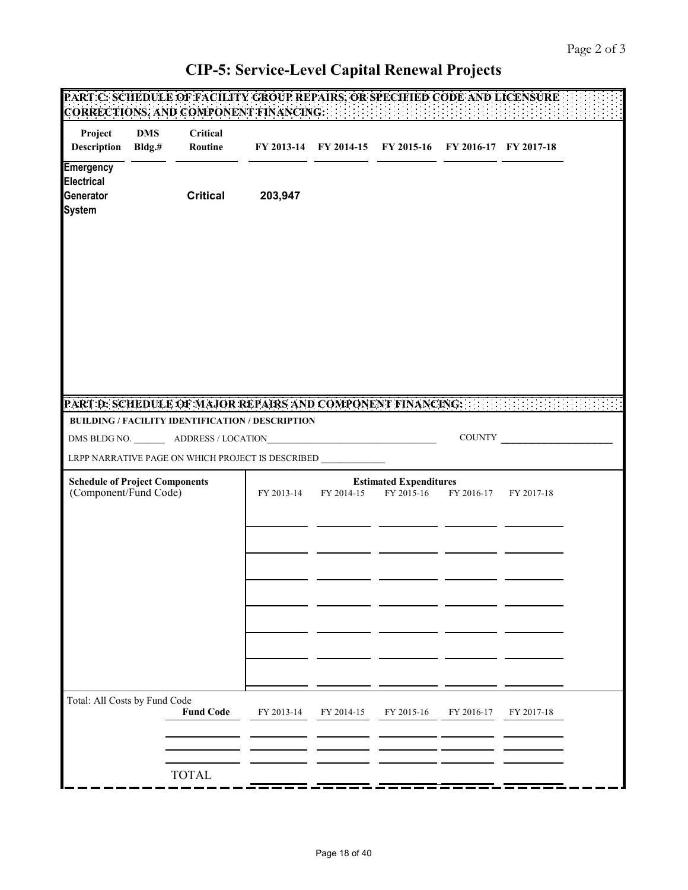# CIP-5: Service-Level Capital Renewal Projects

**PART C: SCHEDULE OF FACILITY GROUP REPAIRS, OR SPECIFIED CODE AND LICENSURE CORRECTIONS, AND COMPONENT FINANCING:**

| Project Description | DMS Bldg.# | Critical Routine | FY 2013-14 | FY 2014-15 | FY 2015-16 | FY 2016-17 | FY 2017-18 |
|---|---|---|---|---|---|---|---|
| **Emergency Electrical Generator System** | | **Critical** | **203,947** | | | | |

**PART D: SCHEDULE OF MAJOR REPAIRS AND COMPONENT FINANCING:**

**BUILDING / FACILITY IDENTIFICATION / DESCRIPTION**

DMS BLDG NO. _______ ADDRESS / LOCATION_______________________ COUNTY _______________

LRPP NARRATIVE PAGE ON WHICH PROJECT IS DESCRIBED _____________

| **Schedule of Project Components** (Component/Fund Code) | **Estimated Expenditures** FY 2013-14 | FY 2014-15 | FY 2015-16 | FY 2016-17 | FY 2017-18 |
|---|---|---|---|---|---|
| | | | | | |
| | | | | | |
| | | | | | |
| | | | | | |
| | | | | | |
| | | | | | |
| | | | | | |

Total: All Costs by Fund Code

| **Fund Code** | FY 2013-14 | FY 2014-15 | FY 2015-16 | FY 2016-17 | FY 2017-18 |
|---|---|---|---|---|---|
| | | | | | |
| | | | | | |
| TOTAL | | | | | |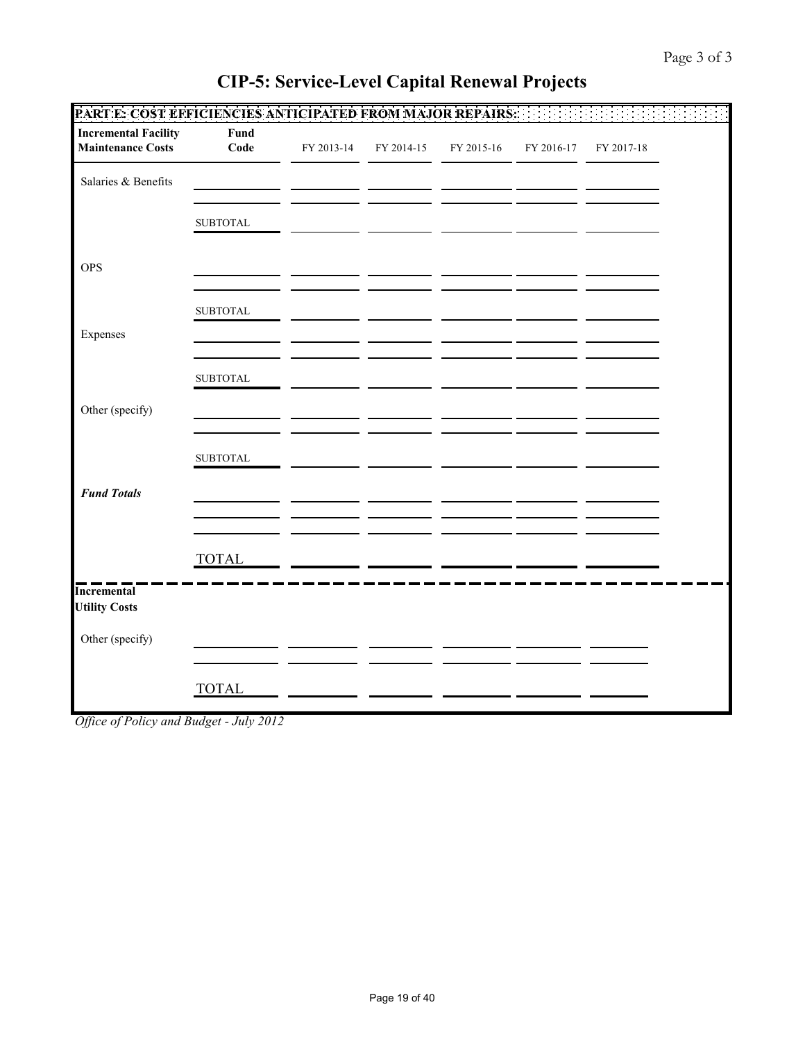# CIP-5: Service-Level Capital Renewal Projects

**PART E: COST EFFICIENCIES ANTICIPATED FROM MAJOR REPAIRS:**

| **Incremental Facility Maintenance Costs** | **Fund Code** | FY 2013-14 | FY 2014-15 | FY 2015-16 | FY 2016-17 | FY 2017-18 |
|---|---|---|---|---|---|---|
| Salaries & Benefits | | | | | | |
| | | | | | | |
| | SUBTOTAL | | | | | |
| OPS | | | | | | |
| | | | | | | |
| | SUBTOTAL | | | | | |
| Expenses | | | | | | |
| | | | | | | |
| | SUBTOTAL | | | | | |
| Other (specify) | | | | | | |
| | | | | | | |
| | SUBTOTAL | | | | | |
| ***Fund Totals*** | | | | | | |
| | | | | | | |
| | | | | | | |
| | TOTAL | | | | | |

| **Incremental Utility Costs** | | | | | | |
|---|---|---|---|---|---|---|
| Other (specify) | | | | | | |
| | | | | | | |
| | TOTAL | | | | | |

*Office of Policy and Budget - July 2012*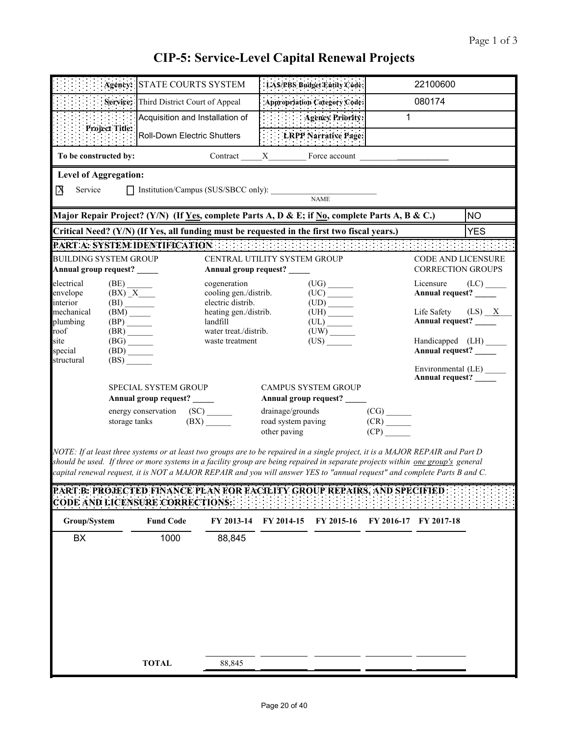# CIP-5: Service-Level Capital Renewal Projects

| | | | |
|---|---|---|---|
| **Agency:** | STATE COURTS SYSTEM | **LAS/PBS Budget Entity Code:** | 22100600 |
| **Service:** | Third District Court of Appeal | **Appropriation Category Code:** | 080174 |
| **Project Title:** | Acquisition and Installation of Roll-Down Electric Shutters | **Agency Priority:** | 1 |
| | | **LRPP Narrative Page:** | |

**To be constructed by:** Contract __X__ Force account ____

**Level of Aggregation:**

[X] Service [ ] Institution/Campus (SUS/SBCC only): ____________ NAME

| | |
|---|---|
| **Major Repair Project? (Y/N) (If Yes, complete Parts A, D & E; if No, complete Parts A, B & C.)** | NO |
| **Critical Need? (Y/N) (If Yes, all funding must be requested in the first two fiscal years.)** | YES |

## PART A: SYSTEM IDENTIFICATION

**BUILDING SYSTEM GROUP**
**Annual group request?** ____

- electrical (BE) ____
- envelope (BX) X
- interior (BI) ____
- mechanical (BM) ____
- plumbing (BP) ____
- roof (BR) ____
- site (BG) ____
- special (BD) ____
- structural (BS) ____

**CENTRAL UTILITY SYSTEM GROUP**
**Annual group request?** ____

- cogeneration (UG) ____
- cooling gen./distrib. (UC) ____
- electric distrib. (UD) ____
- heating gen./distrib. (UH) ____
- landfill (UL) ____
- water treat./distrib. (UW) ____
- waste treatment (US) ____

**CODE AND LICENSURE CORRECTION GROUPS**

- Licensure (LC) ____ **Annual request?** ____
- Life Safety (LS) X **Annual request?** ____
- Handicapped (LH) ____ **Annual request?** ____
- Environmental (LE) ____ **Annual request?** ____

**SPECIAL SYSTEM GROUP**
**Annual group request?** ____

- energy conservation (SC) ____
- storage tanks (BX) ____

**CAMPUS SYSTEM GROUP**
**Annual group request?** ____

- drainage/grounds (CG) ____
- road system paving (CR) ____
- other paving (CP) ____

*NOTE: If at least three systems or at least two groups are to be repaired in a single project, it is a MAJOR REPAIR and Part D should be used. If three or more systems in a facility group are being repaired in separate projects within one group's general capital renewal request, it is NOT a MAJOR REPAIR and you will answer YES to "annual request" and complete Parts B and C.*

## PART B: PROJECTED FINANCE PLAN FOR FACILITY GROUP REPAIRS, AND SPECIFIED CODE AND LICENSURE CORRECTIONS:

| Group/System | Fund Code | FY 2013-14 | FY 2014-15 | FY 2015-16 | FY 2016-17 | FY 2017-18 |
|---|---|---|---|---|---|---|
| BX | 1000 | 88,845 | | | | |
| | **TOTAL** | 88,845 | | | | |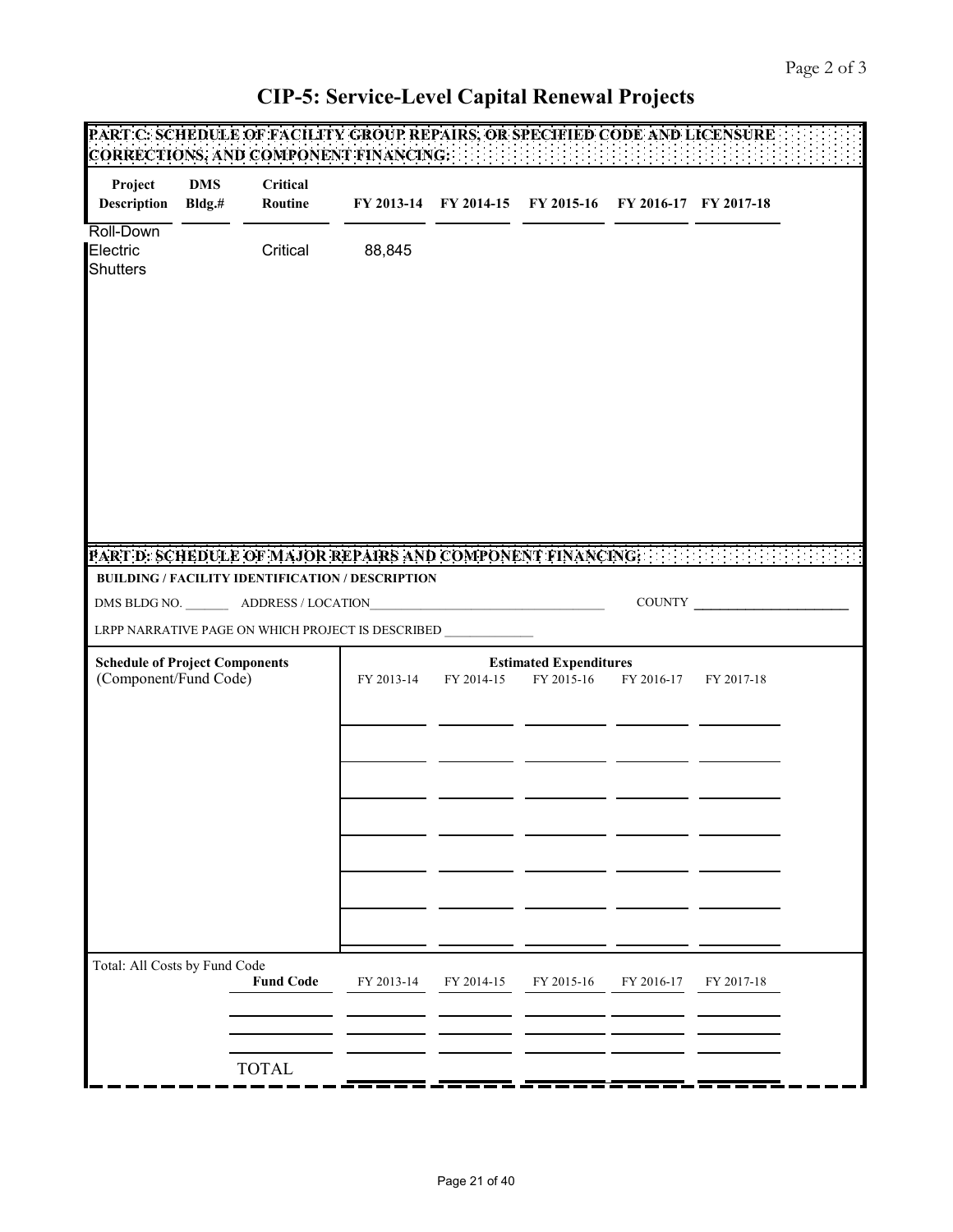# CIP-5: Service-Level Capital Renewal Projects

## PART C: SCHEDULE OF FACILITY GROUP REPAIRS, OR SPECIFIED CODE AND LICENSURE CORRECTIONS, AND COMPONENT FINANCING:

| Project Description | DMS Bldg.# | Critical Routine | FY 2013-14 | FY 2014-15 | FY 2015-16 | FY 2016-17 | FY 2017-18 |
|---|---|---|---|---|---|---|---|
| Roll-Down Electric Shutters | | Critical | 88,845 | | | | |

## PART D: SCHEDULE OF MAJOR REPAIRS AND COMPONENT FINANCING:

**BUILDING / FACILITY IDENTIFICATION / DESCRIPTION**

DMS BLDG NO. _______ ADDRESS / LOCATION____________________________________ COUNTY ______________________

LRPP NARRATIVE PAGE ON WHICH PROJECT IS DESCRIBED _____________

| Schedule of Project Components (Component/Fund Code) | Estimated Expenditures FY 2013-14 | FY 2014-15 | FY 2015-16 | FY 2016-17 | FY 2017-18 |
|---|---|---|---|---|---|
| | | | | | |
| | | | | | |
| | | | | | |
| | | | | | |
| | | | | | |
| | | | | | |
| | | | | | |

Total: All Costs by Fund Code

| Fund Code | FY 2013-14 | FY 2014-15 | FY 2015-16 | FY 2016-17 | FY 2017-18 |
|---|---|---|---|---|---|
| | | | | | |
| | | | | | |
| TOTAL | | | | | |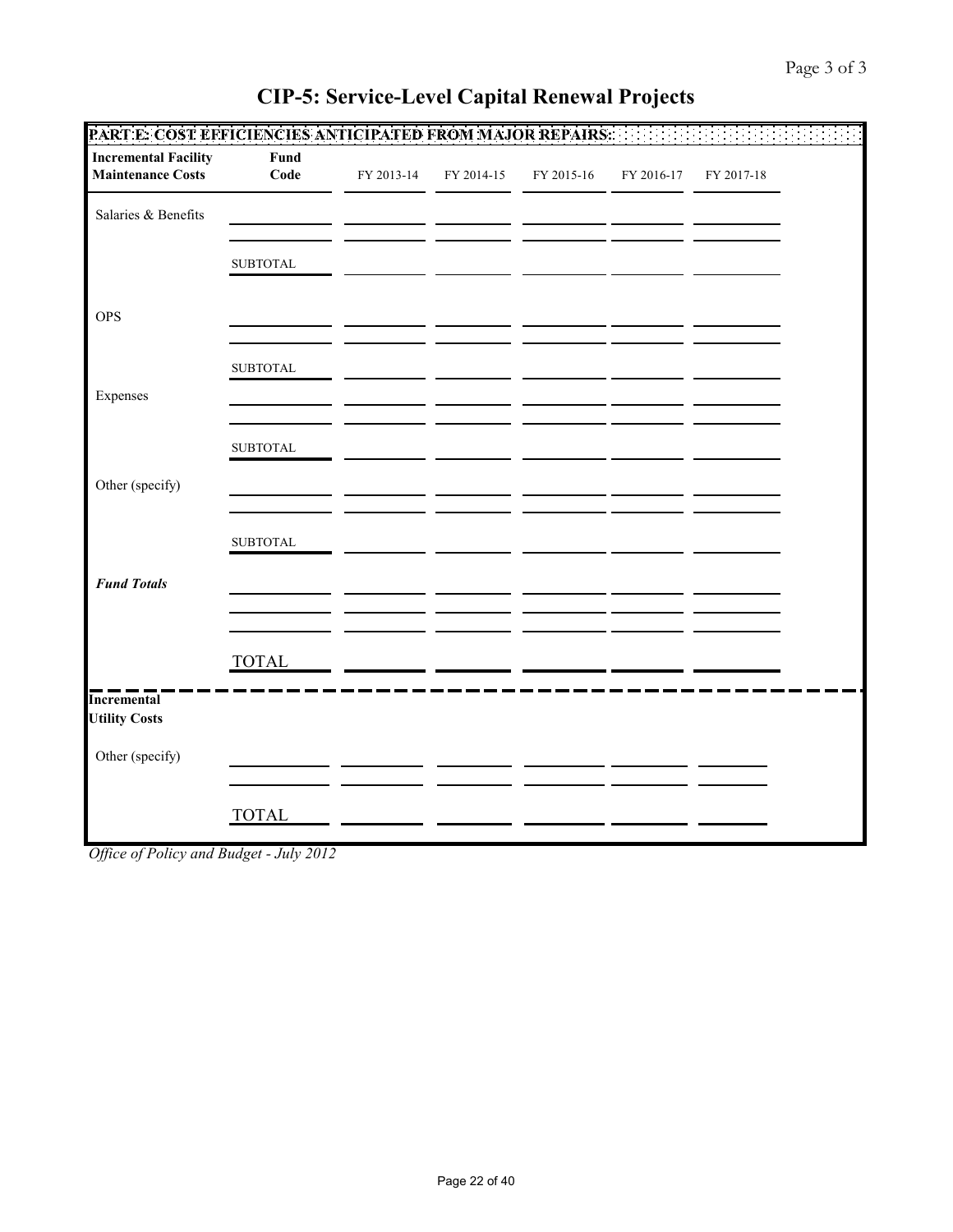# CIP-5: Service-Level Capital Renewal Projects

**PART E: COST EFFICIENCIES ANTICIPATED FROM MAJOR REPAIRS:**

| **Incremental Facility Maintenance Costs** | **Fund Code** | FY 2013-14 | FY 2014-15 | FY 2015-16 | FY 2016-17 | FY 2017-18 |
|---|---|---|---|---|---|---|
| Salaries & Benefits | | | | | | |
| | | | | | | |
| | SUBTOTAL | | | | | |
| OPS | | | | | | |
| | | | | | | |
| | SUBTOTAL | | | | | |
| Expenses | | | | | | |
| | | | | | | |
| | SUBTOTAL | | | | | |
| Other (specify) | | | | | | |
| | | | | | | |
| | SUBTOTAL | | | | | |
| ***Fund Totals*** | | | | | | |
| | | | | | | |
| | | | | | | |
| | TOTAL | | | | | |

| **Incremental Utility Costs** | | | | | | |
|---|---|---|---|---|---|---|
| Other (specify) | | | | | | |
| | | | | | | |
| | TOTAL | | | | | |

*Office of Policy and Budget - July 2012*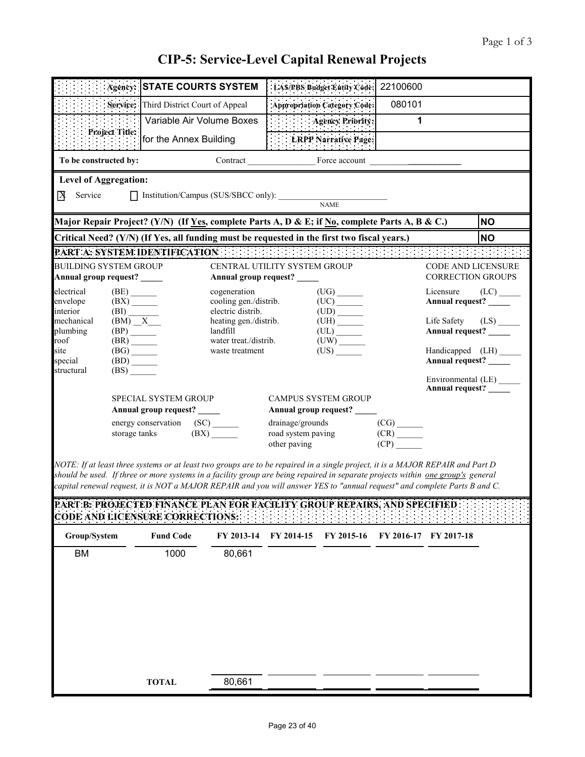# CIP-5: Service-Level Capital Renewal Projects

| | | | |
|---|---|---|---|
| **Agency:** | **STATE COURTS SYSTEM** | **LAS/PBS Budget Entity Code:** | 22100600 |
| **Service:** | Third District Court of Appeal | **Appropriation Category Code:** | 080101 |
| **Project Title:** | Variable Air Volume Boxes for the Annex Building | **Agency Priority:** | 1 |
| | | **LRPP Narrative Page:** | |

**To be constructed by:** Contract ________________ Force account ____________________

**Level of Aggregation:**

[X] Service [ ] Institution/Campus (SUS/SBCC only): ____________________ NAME

| | |
|---|---|
| **Major Repair Project? (Y/N) (If Yes, complete Parts A, D & E; if No, complete Parts A, B & C.)** | **NO** |
| **Critical Need? (Y/N) (If Yes, all funding must be requested in the first two fiscal years.)** | **NO** |

## PART A: SYSTEM IDENTIFICATION

**BUILDING SYSTEM GROUP**
**Annual group request? _____**

- electrical (BE) ______
- envelope (BX) ______
- interior (BI) ______
- mechanical (BM) __X__
- plumbing (BP) ______
- roof (BR) ______
- site (BG) ______
- special (BD) ______
- structural (BS) ______

**CENTRAL UTILITY SYSTEM GROUP**
**Annual group request? _____**

- cogeneration (UG) ______
- cooling gen./distrib. (UC) ______
- electric distrib. (UD) ______
- heating gen./distrib. (UH) ______
- landfill (UL) ______
- water treat./distrib. (UW) ______
- waste treatment (US) ______

**CODE AND LICENSURE CORRECTION GROUPS**

- Licensure (LC) _____ **Annual request? _____**
- Life Safety (LS) _____ **Annual request? _____**
- Handicapped (LH) _____ **Annual request? _____**
- Environmental (LE) _____ **Annual request? _____**

**SPECIAL SYSTEM GROUP**
**Annual group request? _____**

- energy conservation (SC) ______
- storage tanks (BX) ______

**CAMPUS SYSTEM GROUP**
**Annual group request? _____**

- drainage/grounds (CG) ______
- road system paving (CR) ______
- other paving (CP) ______

*NOTE: If at least three systems or at least two groups are to be repaired in a single project, it is a MAJOR REPAIR and Part D should be used. If three or more systems in a facility group are being repaired in separate projects within one group's general capital renewal request, it is NOT a MAJOR REPAIR and you will answer YES to "annual request" and complete Parts B and C.*

## PART B: PROJECTED FINANCE PLAN FOR FACILITY GROUP REPAIRS, AND SPECIFIED CODE AND LICENSURE CORRECTIONS:

| Group/System | Fund Code | FY 2013-14 | FY 2014-15 | FY 2015-16 | FY 2016-17 | FY 2017-18 |
|---|---|---|---|---|---|---|
| BM | 1000 | 80,661 | | | | |
| | **TOTAL** | 80,661 | | | | |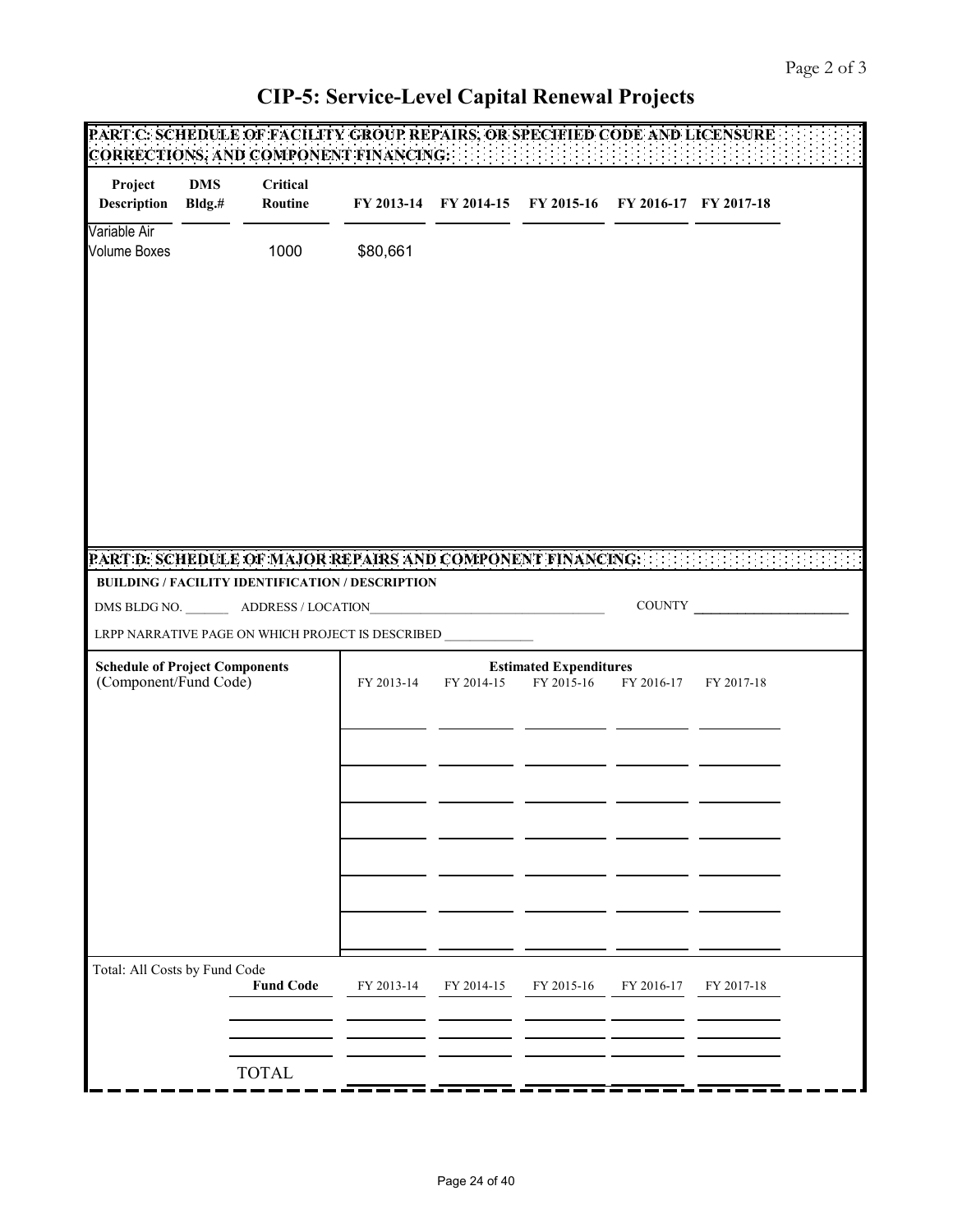# CIP-5: Service-Level Capital Renewal Projects

**PART C: SCHEDULE OF FACILITY GROUP REPAIRS, OR SPECIFIED CODE AND LICENSURE CORRECTIONS, AND COMPONENT FINANCING:**

| Project Description | DMS Bldg.# | Critical Routine | FY 2013-14 | FY 2014-15 | FY 2015-16 | FY 2016-17 | FY 2017-18 |
|---|---|---|---|---|---|---|---|
| Variable Air Volume Boxes | | 1000 | $80,661 | | | | |

**PART D: SCHEDULE OF MAJOR REPAIRS AND COMPONENT FINANCING:**

**BUILDING / FACILITY IDENTIFICATION / DESCRIPTION**

DMS BLDG NO. _______ ADDRESS / LOCATION_________________________________ COUNTY ____________________

LRPP NARRATIVE PAGE ON WHICH PROJECT IS DESCRIBED _____________

| Schedule of Project Components (Component/Fund Code) | Estimated Expenditures FY 2013-14 | FY 2014-15 | FY 2015-16 | FY 2016-17 | FY 2017-18 |
|---|---|---|---|---|---|
| | | | | | |
| | | | | | |
| | | | | | |
| | | | | | |
| | | | | | |
| | | | | | |
| | | | | | |

Total: All Costs by Fund Code

| Fund Code | FY 2013-14 | FY 2014-15 | FY 2015-16 | FY 2016-17 | FY 2017-18 |
|---|---|---|---|---|---|
| | | | | | |
| | | | | | |
| TOTAL | | | | | |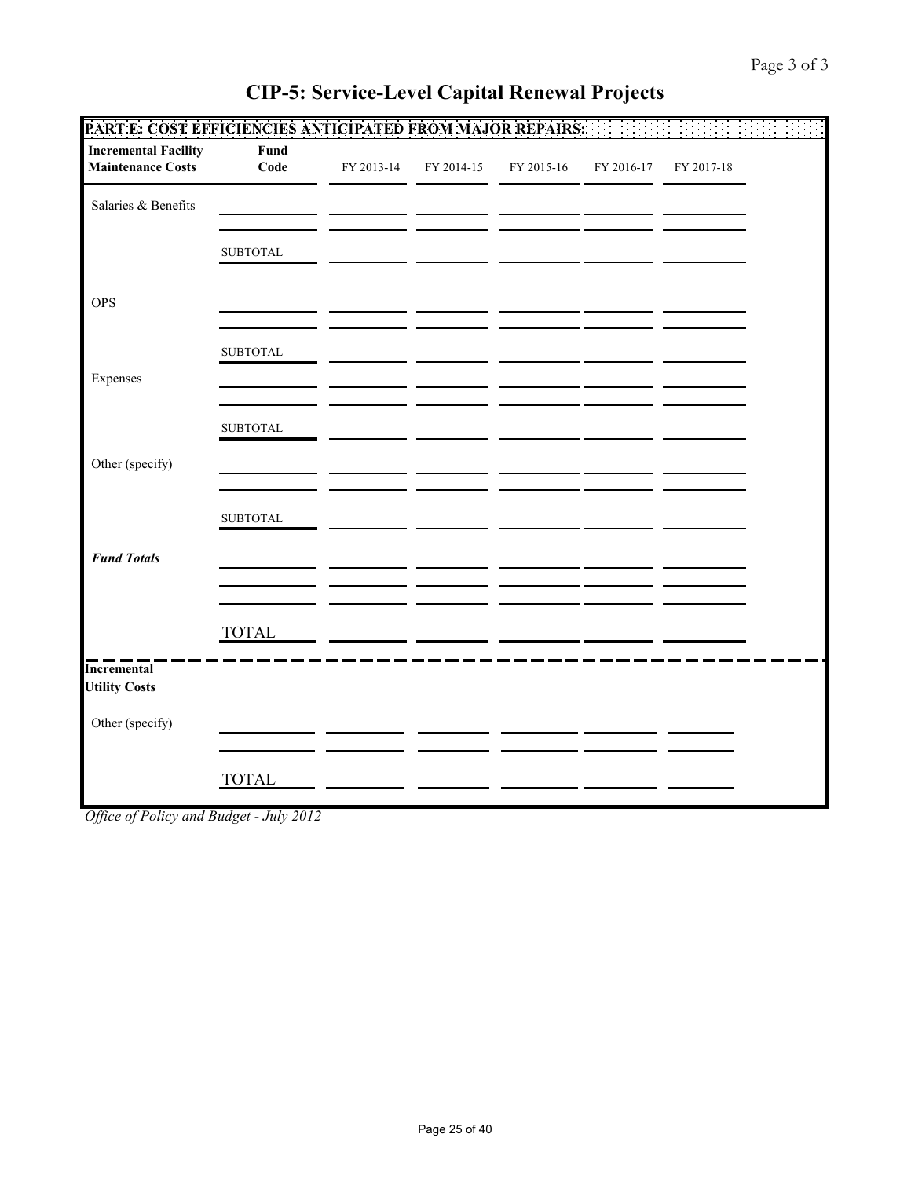# CIP-5: Service-Level Capital Renewal Projects

**PART E: COST EFFICIENCIES ANTICIPATED FROM MAJOR REPAIRS:**

| **Incremental Facility Maintenance Costs** | **Fund Code** | FY 2013-14 | FY 2014-15 | FY 2015-16 | FY 2016-17 | FY 2017-18 |
|---|---|---|---|---|---|---|
| Salaries & Benefits | | | | | | |
| | | | | | | |
| | SUBTOTAL | | | | | |
| OPS | | | | | | |
| | | | | | | |
| | SUBTOTAL | | | | | |
| Expenses | | | | | | |
| | | | | | | |
| | SUBTOTAL | | | | | |
| Other (specify) | | | | | | |
| | | | | | | |
| | SUBTOTAL | | | | | |
| ***Fund Totals*** | | | | | | |
| | | | | | | |
| | | | | | | |
| | TOTAL | | | | | |

| **Incremental Utility Costs** | | | | | | |
|---|---|---|---|---|---|---|
| Other (specify) | | | | | | |
| | | | | | | |
| | TOTAL | | | | | |

*Office of Policy and Budget - July 2012*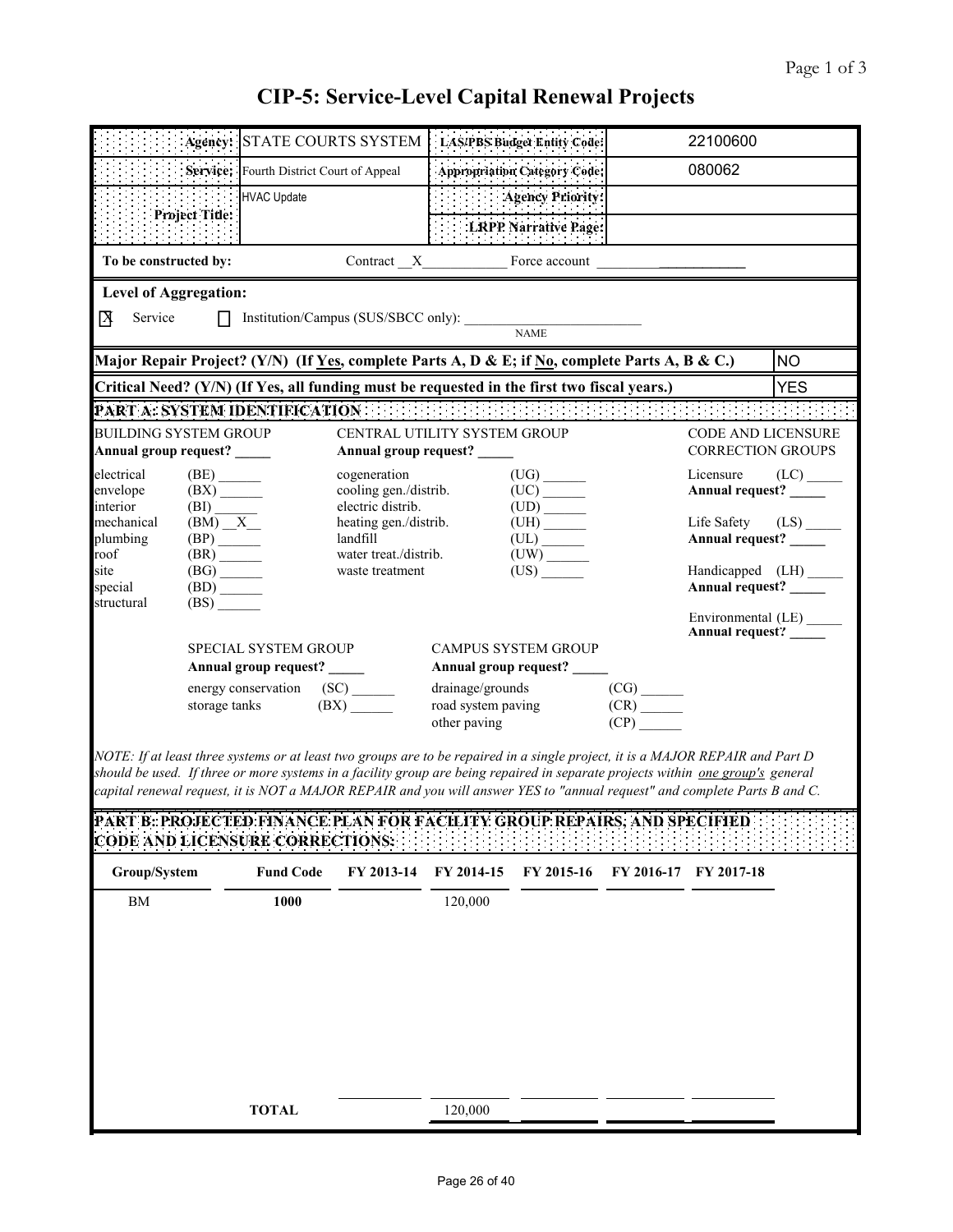# CIP-5: Service-Level Capital Renewal Projects

| Agency: | STATE COURTS SYSTEM | LAS/PBS Budget Entity Code: | 22100600 |
|---|---|---|---|
| Service: | Fourth District Court of Appeal | Appropriation Category Code: | 080062 |
| Project Title: | HVAC Update | Agency Priority: | |
| | | LRPP Narrative Page: | |

**To be constructed by:** Contract __X__ Force account ______

**Level of Aggregation:**

[X] Service [ ] Institution/Campus (SUS/SBCC only): ______________ NAME

| | |
|---|---|
| **Major Repair Project? (Y/N) (If Yes, complete Parts A, D & E; if No, complete Parts A, B & C.)** | NO |
| **Critical Need? (Y/N) (If Yes, all funding must be requested in the first two fiscal years.)** | YES |

## PART A: SYSTEM IDENTIFICATION

**BUILDING SYSTEM GROUP**
**Annual group request?** _____

- electrical (BE) ______
- envelope (BX) ______
- interior (BI) ______
- mechanical (BM) __X__
- plumbing (BP) ______
- roof (BR) ______
- site (BG) ______
- special (BD) ______
- structural (BS) ______

**CENTRAL UTILITY SYSTEM GROUP**
**Annual group request?** _____

- cogeneration (UG) ______
- cooling gen./distrib. (UC) ______
- electric distrib. (UD) ______
- heating gen./distrib. (UH) ______
- landfill (UL) ______
- water treat./distrib. (UW) ______
- waste treatment (US) ______

**CODE AND LICENSURE CORRECTION GROUPS**

- Licensure (LC) _____ **Annual request?** _____
- Life Safety (LS) _____ **Annual request?** _____
- Handicapped (LH) _____ **Annual request?** _____
- Environmental (LE) _____ **Annual request?** _____

**SPECIAL SYSTEM GROUP**
**Annual group request?** _____

- energy conservation (SC) ______
- storage tanks (BX) ______

**CAMPUS SYSTEM GROUP**
**Annual group request?** _____

- drainage/grounds (CG) ______
- road system paving (CR) ______
- other paving (CP) ______

*NOTE: If at least three systems or at least two groups are to be repaired in a single project, it is a MAJOR REPAIR and Part D should be used. If three or more systems in a facility group are being repaired in separate projects within one group's general capital renewal request, it is NOT a MAJOR REPAIR and you will answer YES to "annual request" and complete Parts B and C.*

## PART B: PROJECTED FINANCE PLAN FOR FACILITY GROUP REPAIRS, AND SPECIFIED CODE AND LICENSURE CORRECTIONS:

| Group/System | Fund Code | FY 2013-14 | FY 2014-15 | FY 2015-16 | FY 2016-17 | FY 2017-18 |
|---|---|---|---|---|---|---|
| BM | 1000 | | 120,000 | | | |
| | **TOTAL** | | 120,000 | | | |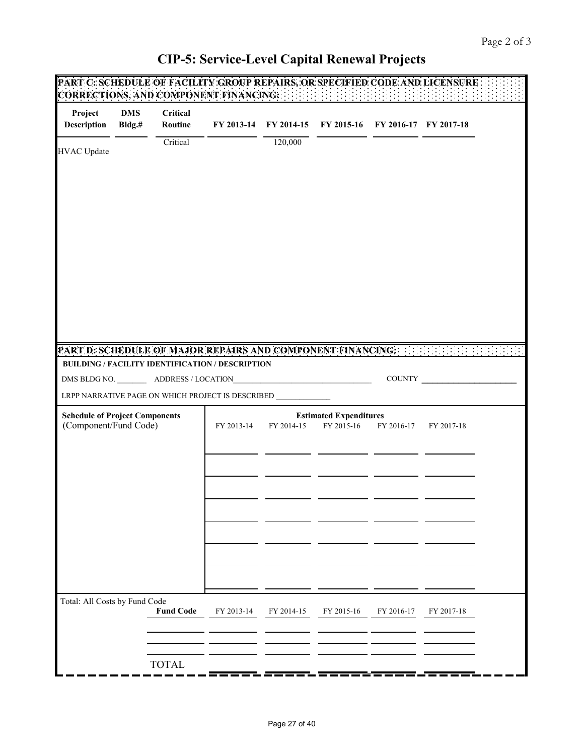# CIP-5: Service-Level Capital Renewal Projects

## PART C: SCHEDULE OF FACILITY GROUP REPAIRS, OR SPECIFIED CODE AND LICENSURE CORRECTIONS, AND COMPONENT FINANCING:

| Project Description | DMS Bldg.# | Critical Routine | FY 2013-14 | FY 2014-15 | FY 2015-16 | FY 2016-17 | FY 2017-18 |
|---|---|---|---|---|---|---|---|
| HVAC Update | | Critical | | 120,000 | | | |

## PART D: SCHEDULE OF MAJOR REPAIRS AND COMPONENT FINANCING:

**BUILDING / FACILITY IDENTIFICATION / DESCRIPTION**

DMS BLDG NO. ________ ADDRESS / LOCATION______________________________ COUNTY ______________________

LRPP NARRATIVE PAGE ON WHICH PROJECT IS DESCRIBED ____________

| Schedule of Project Components (Component/Fund Code) | Estimated Expenditures FY 2013-14 | FY 2014-15 | FY 2015-16 | FY 2016-17 | FY 2017-18 |
|---|---|---|---|---|---|
| | | | | | |
| | | | | | |
| | | | | | |
| | | | | | |
| | | | | | |
| | | | | | |
| | | | | | |

Total: All Costs by Fund Code

| Fund Code | FY 2013-14 | FY 2014-15 | FY 2015-16 | FY 2016-17 | FY 2017-18 |
|---|---|---|---|---|---|
| | | | | | |
| | | | | | |
| TOTAL | | | | | |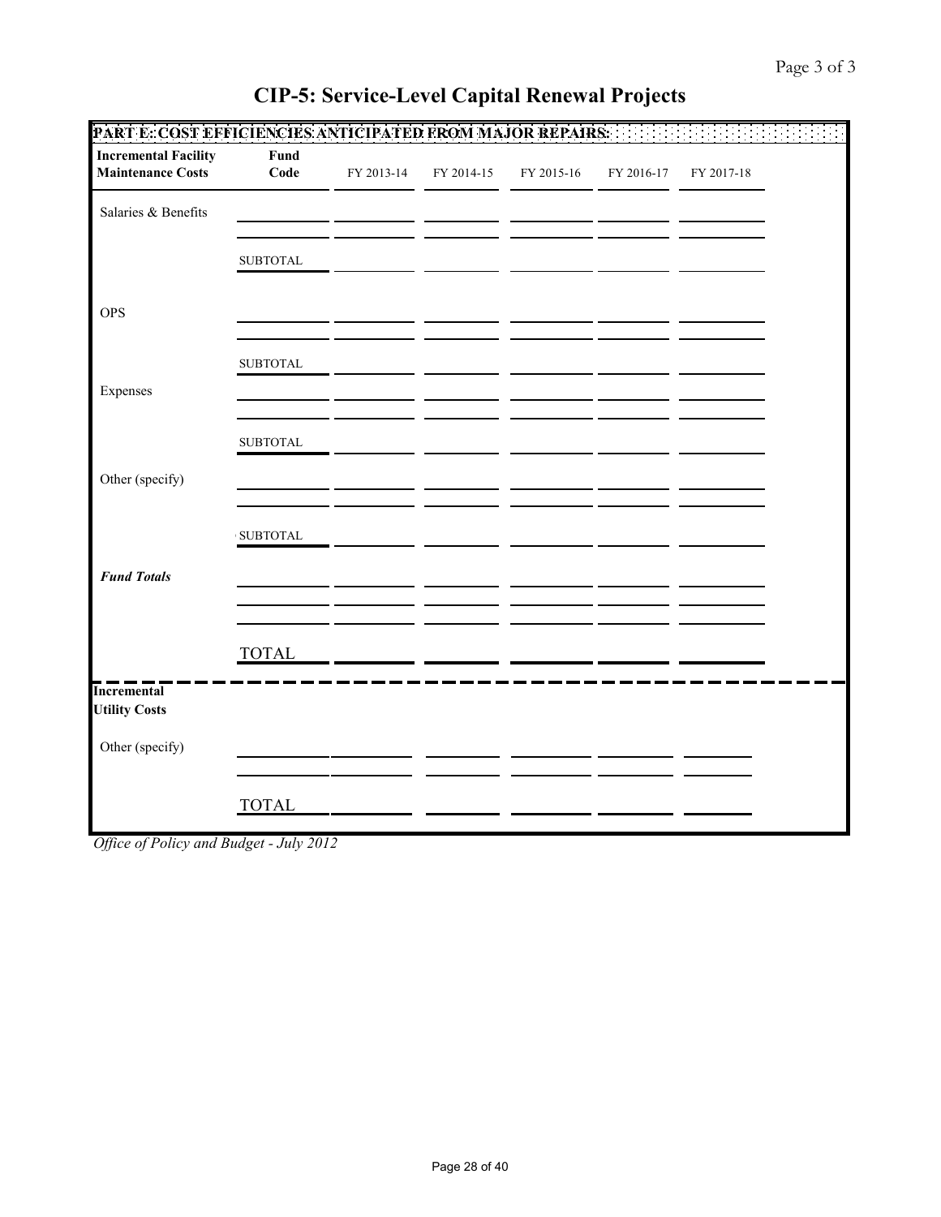# CIP-5: Service-Level Capital Renewal Projects

## PART E: COST EFFICIENCIES ANTICIPATED FROM MAJOR REPAIRS:

| Incremental Facility Maintenance Costs | Fund Code | FY 2013-14 | FY 2014-15 | FY 2015-16 | FY 2016-17 | FY 2017-18 |
|---|---|---|---|---|---|---|
| Salaries & Benefits | | | | | | |
| | | | | | | |
| | SUBTOTAL | | | | | |
| OPS | | | | | | |
| | | | | | | |
| | SUBTOTAL | | | | | |
| Expenses | | | | | | |
| | | | | | | |
| | SUBTOTAL | | | | | |
| Other (specify) | | | | | | |
| | | | | | | |
| | SUBTOTAL | | | | | |
| ***Fund Totals*** | | | | | | |
| | | | | | | |
| | | | | | | |
| | TOTAL | | | | | |

| Incremental Utility Costs | | | | | | |
|---|---|---|---|---|---|---|
| Other (specify) | | | | | | |
| | | | | | | |
| | TOTAL | | | | | |

*Office of Policy and Budget - July 2012*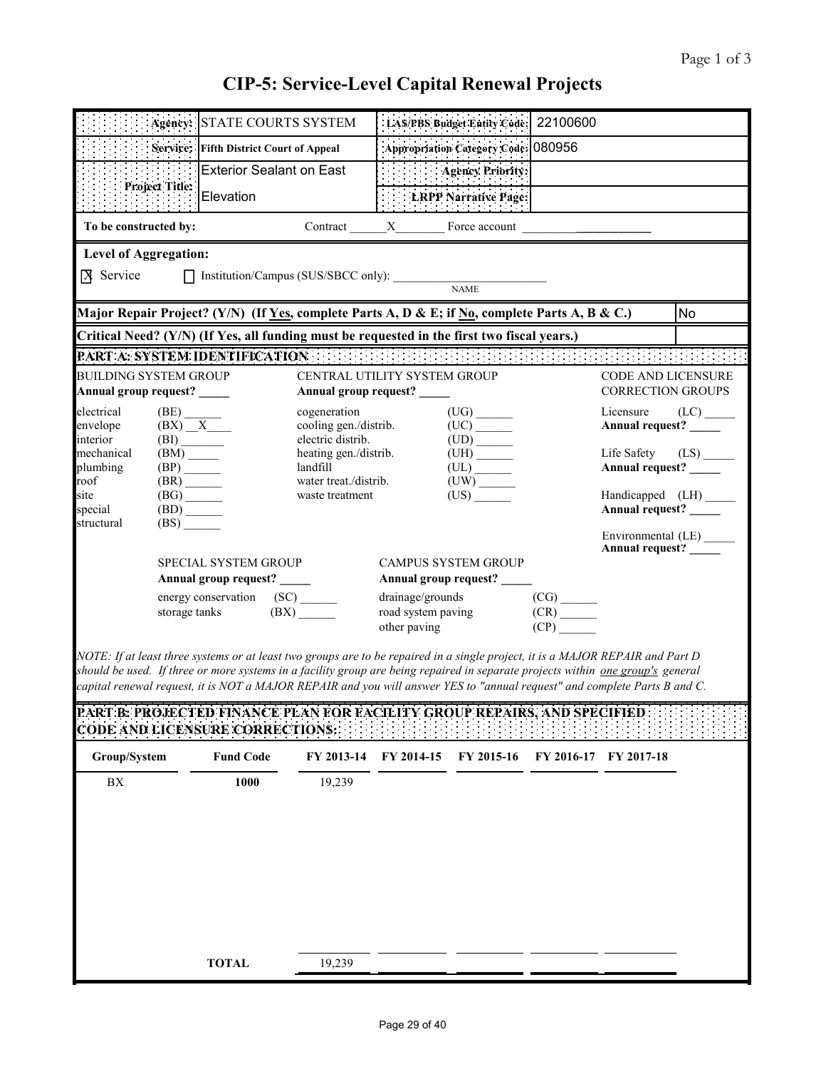# CIP-5: Service-Level Capital Renewal Projects

| | | | |
|---|---|---|---|
| **Agency:** | STATE COURTS SYSTEM | **LAS/PBS Budget Entity Code:** | 22100600 |
| **Service:** | **Fifth District Court of Appeal** | **Appropriation Category Code:** | 080956 |
| **Project Title:** | Exterior Sealant on East Elevation | **Agency Priority:** | |
| | | **LRPP Narrative Page:** | |

**To be constructed by:** Contract __X__ Force account ______

**Level of Aggregation:**

[X] Service [ ] Institution/Campus (SUS/SBCC only): ________ NAME

**Major Repair Project? (Y/N) (If Yes, complete Parts A, D & E; if No, complete Parts A, B & C.)** No

**Critical Need? (Y/N) (If Yes, all funding must be requested in the first two fiscal years.)**

**PART A: SYSTEM IDENTIFICATION**

BUILDING SYSTEM GROUP
**Annual group request?** _____

- electrical (BE) ______
- envelope (BX) __X__
- interior (BI) ______
- mechanical (BM) ______
- plumbing (BP) ______
- roof (BR) ______
- site (BG) ______
- special (BD) ______
- structural (BS) ______

CENTRAL UTILITY SYSTEM GROUP
**Annual group request?** _____

- cogeneration (UG) ______
- cooling gen./distrib. (UC) ______
- electric distrib. (UD) ______
- heating gen./distrib. (UH) ______
- landfill (UL) ______
- water treat./distrib. (UW) ______
- waste treatment (US) ______

CODE AND LICENSURE CORRECTION GROUPS

- Licensure (LC) _____ **Annual request?** _____
- Life Safety (LS) _____ **Annual request?** _____
- Handicapped (LH) _____ **Annual request?** _____
- Environmental (LE) _____ **Annual request?** _____

SPECIAL SYSTEM GROUP
**Annual group request?** _____

- energy conservation (SC) ______
- storage tanks (BX) ______

CAMPUS SYSTEM GROUP
**Annual group request?** _____

- drainage/grounds (CG) ______
- road system paving (CR) ______
- other paving (CP) ______

*NOTE: If at least three systems or at least two groups are to be repaired in a single project, it is a MAJOR REPAIR and Part D should be used. If three or more systems in a facility group are being repaired in separate projects within one group's general capital renewal request, it is NOT a MAJOR REPAIR and you will answer YES to "annual request" and complete Parts B and C.*

**PART B: PROJECTED FINANCE PLAN FOR FACILITY GROUP REPAIRS, AND SPECIFIED CODE AND LICENSURE CORRECTIONS:**

| Group/System | Fund Code | FY 2013-14 | FY 2014-15 | FY 2015-16 | FY 2016-17 | FY 2017-18 |
|---|---|---|---|---|---|---|
| BX | **1000** | 19,239 | | | | |
| | **TOTAL** | 19,239 | | | | |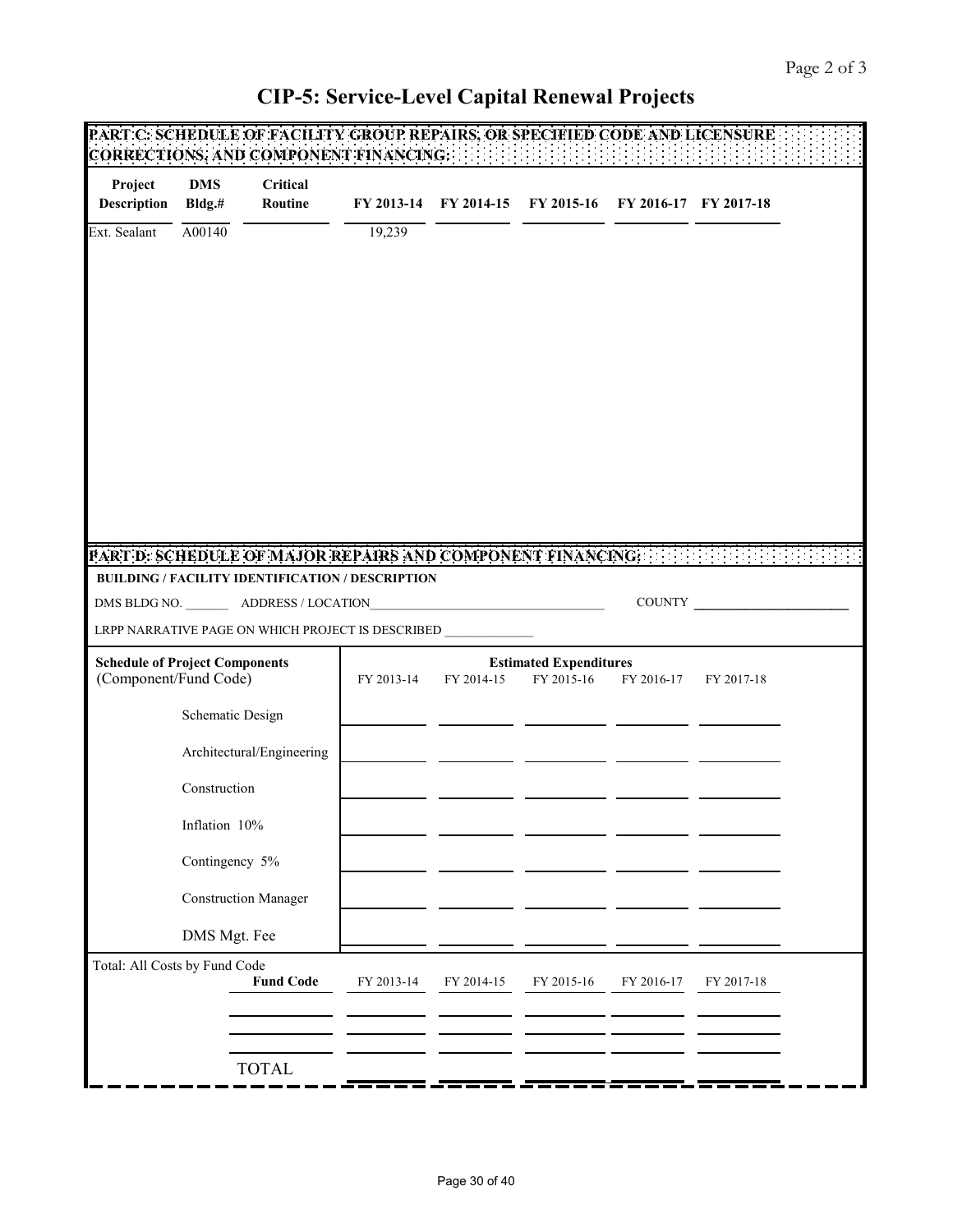# CIP-5: Service-Level Capital Renewal Projects

## PART C: SCHEDULE OF FACILITY GROUP REPAIRS, OR SPECIFIED CODE AND LICENSURE CORRECTIONS, AND COMPONENT FINANCING:

| Project Description | DMS Bldg.# | Critical Routine | FY 2013-14 | FY 2014-15 | FY 2015-16 | FY 2016-17 | FY 2017-18 |
|---|---|---|---|---|---|---|---|
| Ext. Sealant | A00140 | | 19,239 | | | | |

## PART D: SCHEDULE OF MAJOR REPAIRS AND COMPONENT FINANCING:

**BUILDING / FACILITY IDENTIFICATION / DESCRIPTION**

DMS BLDG NO. _______ ADDRESS / LOCATION____________________________________ COUNTY ______________________

LRPP NARRATIVE PAGE ON WHICH PROJECT IS DESCRIBED _____________

| Schedule of Project Components (Component/Fund Code) | Estimated Expenditures FY 2013-14 | FY 2014-15 | FY 2015-16 | FY 2016-17 | FY 2017-18 |
|---|---|---|---|---|---|
| Schematic Design | | | | | |
| Architectural/Engineering | | | | | |
| Construction | | | | | |
| Inflation 10% | | | | | |
| Contingency 5% | | | | | |
| Construction Manager | | | | | |
| DMS Mgt. Fee | | | | | |

Total: All Costs by Fund Code

| Fund Code | FY 2013-14 | FY 2014-15 | FY 2015-16 | FY 2016-17 | FY 2017-18 |
|---|---|---|---|---|---|
| | | | | | |
| | | | | | |
| TOTAL | | | | | |